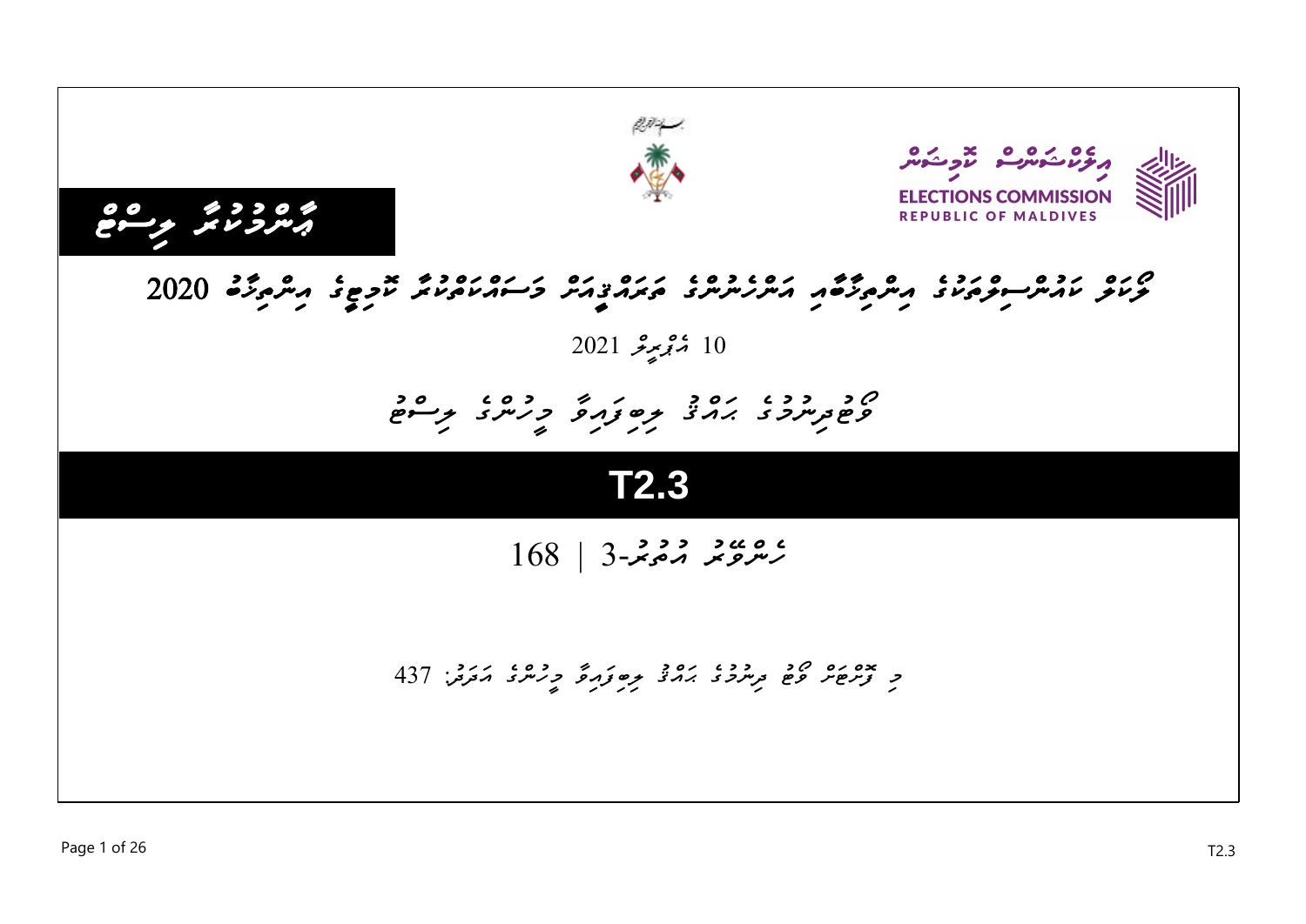ބިސްމިﷲ

އިލެކްޝަންސް ކޮމިޝަން

ELECTIONS COMMISSION

REPUBLIC OF MALDIVES

އާންމުކުރާ ލިސްޓު

# ލޯކަލް ކައުންސިލްތަކުގެ އިންތިޚާބާއި އަންހެނުންގެ ތަރައްޤީއަށް މަސައްކަތްކުރާ ކޮމިޓީގެ އިންތިޚާބު 2020

10 އޮގަސްޓް 2021

ވޯޓުދިނުމުގެ ޙައްޤު ލިބިފައިވާ މީހުންގެ ލިސްޓު

# T2.3

ހުޅުމާލެ ދާއިރާ-3 | 168

މި ފޯރމުގައި ވޯޓު ދިނުމުގެ ޙައްޤު ލިބިފައިވާ މީހުންގެ އަދަދު: 437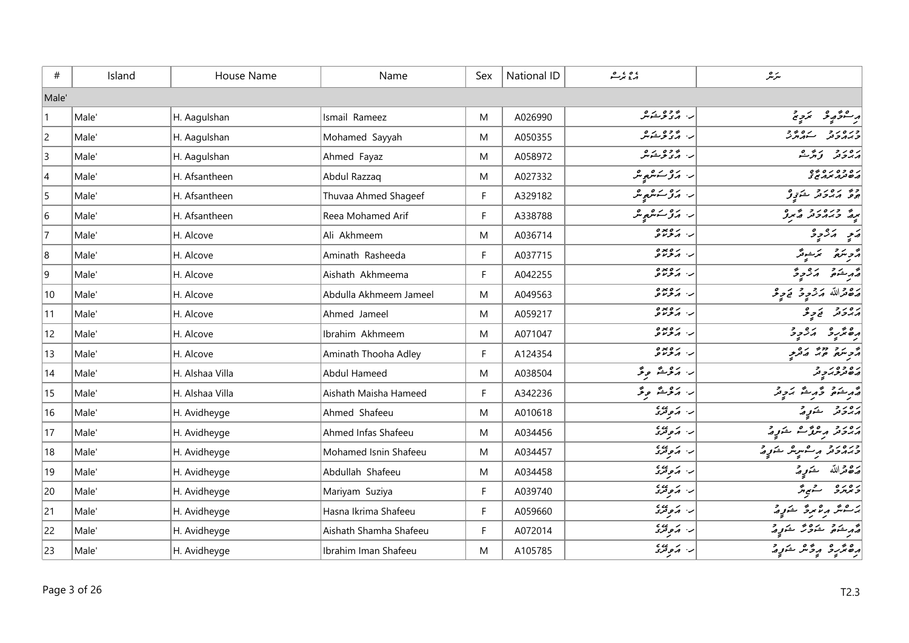| # | Island | House Name | Name | Sex | National ID | ދެފުށް | ނަން |
|---|---|---|---|---|---|---|---|
| Male' | | | | | | | |
| 1 | Male' | H. Aagulshan | Ismail Rameez | M | A026990 | ހ. އާގުލްޝަން | އިސްމާއިލް ރަމީޒު |
| 2 | Male' | H. Aagulshan | Mohamed Sayyah | M | A050355 | ހ. އާގުލްޝަން | މުހައްމަދު ސައްޔާހު |
| 3 | Male' | H. Aagulshan | Ahmed Fayaz | M | A058972 | ހ. އާގުލްޝަން | އަހްމަދު ފައްޔާޒް |
| 4 | Male' | H. Afsantheen | Abdul Razzaq | M | A027332 | ހ. އަފްސަންތީން | އަބްދުއްރައްޒާގު |
| 5 | Male' | H. Afsantheen | Thuvaa Ahmed Shageef | F | A329182 | ހ. އަފްސަންތީން | ތުވާ އަހްމަދު ޝަގީފު |
| 6 | Male' | H. Afsantheen | Reea Mohamed Arif | F | A338788 | ހ. އަފްސަންތީން | ރީއާ މުހައްމަދު އާރިފް |
| 7 | Male' | H. Alcove | Ali Akhmeem | M | A036714 | ހ. އަލްކޯވް | އަލި އަޚްމީމް |
| 8 | Male' | H. Alcove | Aminath Rasheeda | F | A037715 | ހ. އަލްކޯވް | އާމިނަތު ރަޝީދާ |
| 9 | Male' | H. Alcove | Aishath Akhmeema | F | A042255 | ހ. އަލްކޯވް | އާއިޝަތު އަޚްމީމާ |
| 10 | Male' | H. Alcove | Abdulla Akhmeem Jameel | M | A049563 | ހ. އަލްކޯވް | އަބްދުﷲ އަޚްމީމް ޖަމީލް |
| 11 | Male' | H. Alcove | Ahmed Jameel | M | A059217 | ހ. އަލްކޯވް | އަހްމަދު ޖަމީލް |
| 12 | Male' | H. Alcove | Ibrahim Akhmeem | M | A071047 | ހ. އަލްކޯވް | އިބްރާހީމް އަޚްމީމް |
| 13 | Male' | H. Alcove | Aminath Thooha Adley | F | A124354 | ހ. އަލްކޯވް | އާމިނަތު ތޫހާ އަދްލީ |
| 14 | Male' | H. Alshaa Villa | Abdul Hameed | M | A038504 | ހ. އަލްޝާ ވިލާ | އަބްދުލްހަމީދު |
| 15 | Male' | H. Alshaa Villa | Aishath Maisha Hameed | F | A342236 | ހ. އަލްޝާ ވިލާ | އާއިޝަތު މާއިޝާ ހަމީދު |
| 16 | Male' | H. Avidheyge | Ahmed Shafeeu | M | A010618 | ހ. އަވިދޭގެ | އަހްމަދު ޝަފީއު |
| 17 | Male' | H. Avidheyge | Ahmed Infas Shafeeu | M | A034456 | ހ. އަވިދޭގެ | އަހްމަދު އިންފާސް ޝަފީއު |
| 18 | Male' | H. Avidheyge | Mohamed Isnin Shafeeu | M | A034457 | ހ. އަވިދޭގެ | މުހައްމަދު އިސްނިން ޝަފީއު |
| 19 | Male' | H. Avidheyge | Abdullah Shafeeu | M | A034458 | ހ. އަވިދޭގެ | އަބްދުﷲ ޝަފީއު |
| 20 | Male' | H. Avidheyge | Mariyam Suziya | F | A039740 | ހ. އަވިދޭގެ | މަރިޔަމް ސުޒިޔާ |
| 21 | Male' | H. Avidheyge | Hasna Ikrima Shafeeu | F | A059660 | ހ. އަވިދޭގެ | ހަސްނާ އިކްރިމާ ޝަފީއު |
| 22 | Male' | H. Avidheyge | Aishath Shamha Shafeeu | F | A072014 | ހ. އަވިދޭގެ | އާއިޝަތު ޝަމްހާ ޝަފީއު |
| 23 | Male' | H. Avidheyge | Ibrahim Iman Shafeeu | M | A105785 | ހ. އަވިދޭގެ | އިބްރާހީމް އީމާން ޝަފީއު |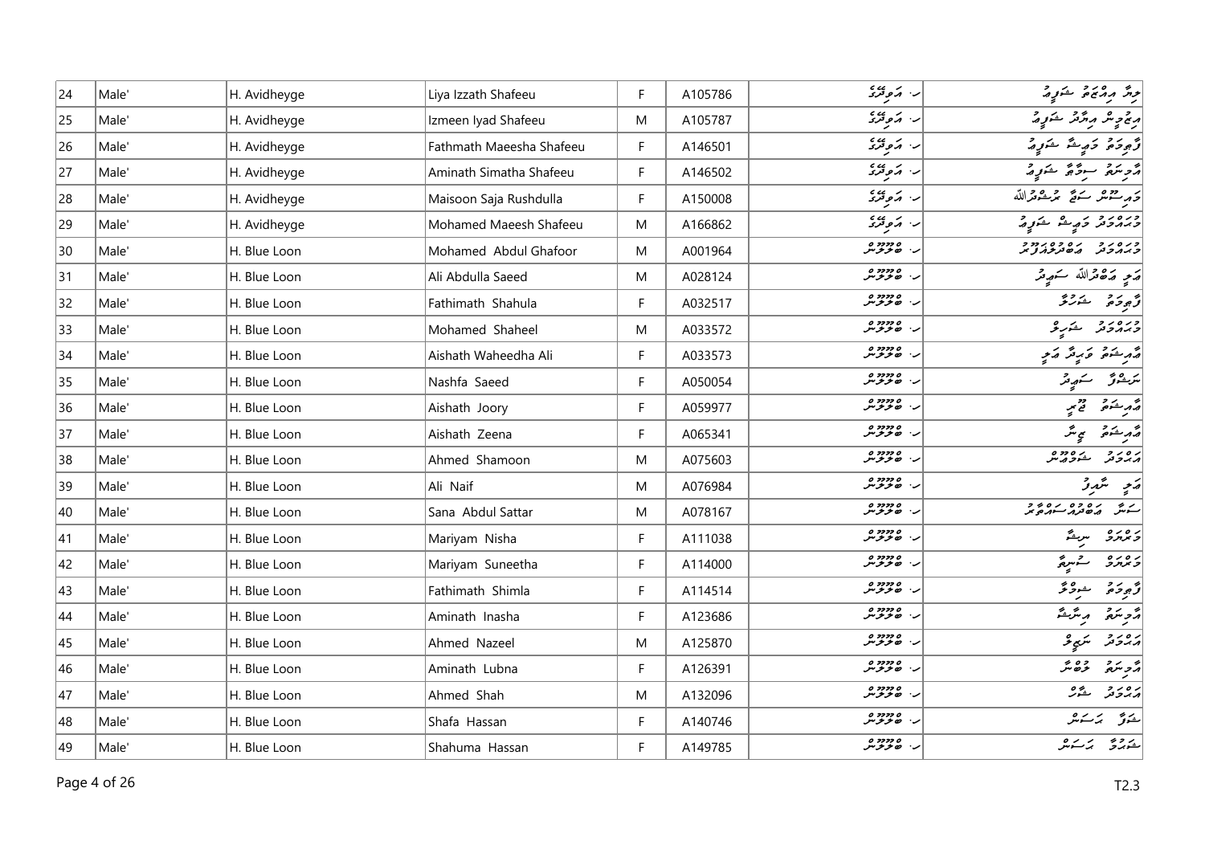| | | | | | | | |
|---|---|---|---|---|---|---|---|
| 24 | Male' | H. Avidheyge | Liya Izzath Shafeeu | F | A105786 | ހ. އަވިދޭގެ | ލިޔާ އިއްޒަތު ޝަފީޢު |
| 25 | Male' | H. Avidheyge | Izmeen Iyad Shafeeu | M | A105787 | ހ. އަވިދޭގެ | އިޒްމީން އިޔާދު ޝަފީޢު |
| 26 | Male' | H. Avidheyge | Fathmath Maeesha Shafeeu | F | A146501 | ހ. އަވިދޭގެ | ފާތިމަތު މައީޝާ ޝަފީޢު |
| 27 | Male' | H. Avidheyge | Aminath Simatha Shafeeu | F | A146502 | ހ. އަވިދޭގެ | އާމިނަތު ސިމާތާ ޝަފީޢު |
| 28 | Male' | H. Avidheyge | Maisoon Saja Rushdulla | F | A150008 | ހ. އަވިދޭގެ | މައިސޫން ސަޖާ ރުޝްދުالله |
| 29 | Male' | H. Avidheyge | Mohamed Maeesh Shafeeu | M | A166862 | ހ. އަވިދޭގެ | މުހައްމަދު މައީޝް ޝަފީޢު |
| 30 | Male' | H. Blue Loon | Mohamed Abdul Ghafoor | M | A001964 | ހ. ބްލޫލޫން | މުހައްމަދު އަބްދުލްޣަފޫރު |
| 31 | Male' | H. Blue Loon | Ali Abdulla Saeed | M | A028124 | ހ. ބްލޫލޫން | އަލި އަބްދުالله ސައީދު |
| 32 | Male' | H. Blue Loon | Fathimath Shahula | F | A032517 | ހ. ބްލޫލޫން | ފާތިމަތު ޝަހުލާ |
| 33 | Male' | H. Blue Loon | Mohamed Shaheel | M | A033572 | ހ. ބްލޫލޫން | މުހައްމަދު ޝަހީލް |
| 34 | Male' | H. Blue Loon | Aishath Waheedha Ali | F | A033573 | ހ. ބްލޫލޫން | އައިޝަތު ވަހީދާ އަލި |
| 35 | Male' | H. Blue Loon | Nashfa Saeed | F | A050054 | ހ. ބްލޫލޫން | ނަޝްފާ ސައީދު |
| 36 | Male' | H. Blue Loon | Aishath Joory | F | A059977 | ހ. ބްލޫލޫން | އައިޝަތު ޖޫރީ |
| 37 | Male' | H. Blue Loon | Aishath Zeena | F | A065341 | ހ. ބްލޫލޫން | އައިޝަތު ޒީނާ |
| 38 | Male' | H. Blue Loon | Ahmed Shamoon | M | A075603 | ހ. ބްލޫލޫން | އަހްމަދު ޝަމްއޫން |
| 39 | Male' | H. Blue Loon | Ali Naif | M | A076984 | ހ. ބްލޫލޫން | އަލި ނާއިފު |
| 40 | Male' | H. Blue Loon | Sana Abdul Sattar | M | A078167 | ހ. ބްލޫލޫން | ސަނާ އަބްދުލްސައްތާރު |
| 41 | Male' | H. Blue Loon | Mariyam Nisha | F | A111038 | ހ. ބްލޫލޫން | މަރިޔަމް ނިޝާ |
| 42 | Male' | H. Blue Loon | Mariyam Suneetha | F | A114000 | ހ. ބްލޫލޫން | މަރިޔަމް ސުނީތާ |
| 43 | Male' | H. Blue Loon | Fathimath Shimla | F | A114514 | ހ. ބްލޫލޫން | ފާތިމަތު ޝިމްލާ |
| 44 | Male' | H. Blue Loon | Aminath Inasha | F | A123686 | ހ. ބްލޫލޫން | އާމިނަތު އިނާޝާ |
| 45 | Male' | H. Blue Loon | Ahmed Nazeel | M | A125870 | ހ. ބްލޫލޫން | އަހްމަދު ނަޒީލް |
| 46 | Male' | H. Blue Loon | Aminath Lubna | F | A126391 | ހ. ބްލޫލޫން | އާމިނަތު ލުބްނާ |
| 47 | Male' | H. Blue Loon | Ahmed Shah | M | A132096 | ހ. ބްލޫލޫން | އަހްމަދު ޝާހް |
| 48 | Male' | H. Blue Loon | Shafa Hassan | F | A140746 | ހ. ބްލޫލޫން | ޝަފާ ހަސަން |
| 49 | Male' | H. Blue Loon | Shahuma Hassan | F | A149785 | ހ. ބްލޫލޫން | ޝަހުމާ ހަސަން |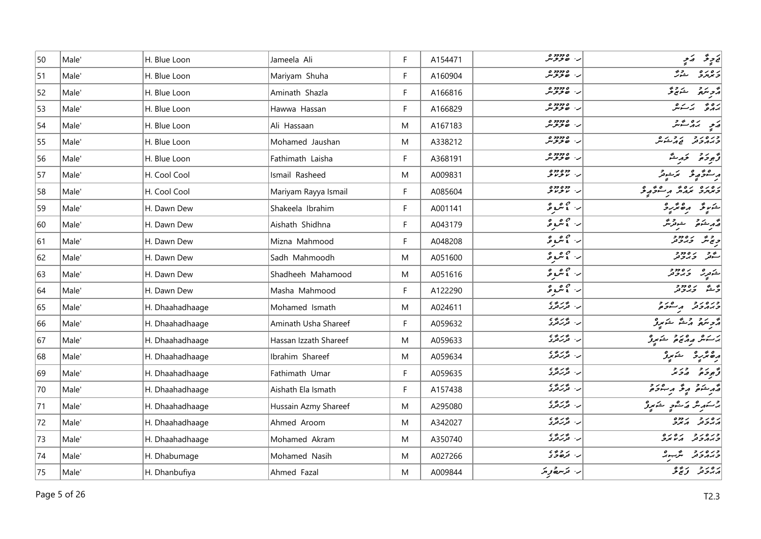| | | | | | | | |
|---|---|---|---|---|---|---|---|
| 50 | Male' | H. Blue Loon | Jameela Ali | F | A154471 | ر. ބްލޫލޫން | ޖަމީލާ ޢަލި |
| 51 | Male' | H. Blue Loon | Mariyam Shuha | F | A160904 | ر. ބްލޫލޫން | މަރިޔަމް ޝުހާ |
| 52 | Male' | H. Blue Loon | Aminath Shazla | F | A166816 | ر. ބްލޫލޫން | އާމިނަތު ޝަޒްލާ |
| 53 | Male' | H. Blue Loon | Hawwa Hassan | F | A166829 | ر. ބްލޫލޫން | ހައްވާ ހަސަން |
| 54 | Male' | H. Blue Loon | Ali Hassaan | M | A167183 | ر. ބްލޫލޫން | ޢަލި ހައްސާން |
| 55 | Male' | H. Blue Loon | Mohamed Jaushan | M | A338212 | ر. ބްލޫލޫން | މުޙައްމަދު ޖައުޝަން |
| 56 | Male' | H. Blue Loon | Fathimath Laisha | F | A368191 | ر. ބްލޫލޫން | ފާތިމަތު ލައިޝާ |
| 57 | Male' | H. Cool Cool | Ismail Rasheed | M | A009831 | ر. ކޫލްކޫލް | އިސްމާޢީލް ރަޝީދު |
| 58 | Male' | H. Cool Cool | Mariyam Rayya Ismail | F | A085604 | ر. ކޫލްކޫލް | މަރިޔަމް ރައްޔާ އިސްމާޢީލް |
| 59 | Male' | H. Dawn Dew | Shakeela Ibrahim | F | A001141 | ر. ޑޯންޑިއު | ޝަކީލާ އިބްރާހީމް |
| 60 | Male' | H. Dawn Dew | Aishath Shidhna | F | A043179 | ر. ޑޯންޑިއު | އާއިޝަތު ޝިދްނާ |
| 61 | Male' | H. Dawn Dew | Mizna Mahmood | F | A048208 | ر. ޑޯންޑިއު | މިޒްނާ މަޙްމޫދު |
| 62 | Male' | H. Dawn Dew | Sadh Mahmoodh | M | A051600 | ر. ޑޯންޑިއު | ސާދު މަޙްމޫދު |
| 63 | Male' | H. Dawn Dew | Shadheeh Mahamood | M | A051616 | ر. ޑޯންޑިއު | ޝަދީހު މަޙްމޫދު |
| 64 | Male' | H. Dawn Dew | Masha Mahmood | F | A122290 | ر. ޑޯންޑިއު | މާޝާ މަޙްމޫދު |
| 65 | Male' | H. Dhaahadhaage | Mohamed Ismath | M | A024611 | ر. ދާހަދާގެ | މުޙައްމަދު ޢިޞްމަތު |
| 66 | Male' | H. Dhaahadhaage | Aminath Usha Shareef | F | A059632 | ر. ދާހަދާގެ | އާމިނަތު އުޝާ ޝަރީފު |
| 67 | Male' | H. Dhaahadhaage | Hassan Izzath Shareef | M | A059633 | ر. ދާހަދާގެ | ހަސަން ޢިއްޒަތު ޝަރީފު |
| 68 | Male' | H. Dhaahadhaage | Ibrahim Shareef | M | A059634 | ر. ދާހަދާގެ | އިބްރާހީމް ޝަރީފު |
| 69 | Male' | H. Dhaahadhaage | Fathimath Umar | F | A059635 | ر. ދާހަދާގެ | ފާތިމަތު ޢުމަރު |
| 70 | Male' | H. Dhaahadhaage | Aishath Ela Ismath | F | A157438 | ر. ދާހަދާގެ | އާއިޝަތު އީލާ ޢިޞްމަތު |
| 71 | Male' | H. Dhaahadhaage | Hussain Azmy Shareef | M | A295080 | ر. ދާހަދާގެ | ޙުސައިން ޢަޒްމީ ޝަރީފު |
| 72 | Male' | H. Dhaahadhaage | Ahmed Aroom | M | A342027 | ر. ދާހަދާގެ | އަޙްމަދު އަރޫމް |
| 73 | Male' | H. Dhaahadhaage | Mohamed Akram | M | A350740 | ر. ދާހަދާގެ | މުޙައްމަދު އަކްރަމް |
| 74 | Male' | H. Dhabumage | Mohamed Nasih | M | A027266 | ر. ދަބުމަގެ | މުޙައްމަދު ނާސިޙް |
| 75 | Male' | H. Dhanbufiya | Ahmed Fazal | M | A009844 | ر. ދަނބުފިޔަ | އަޙްމަދު ފަޟަލް |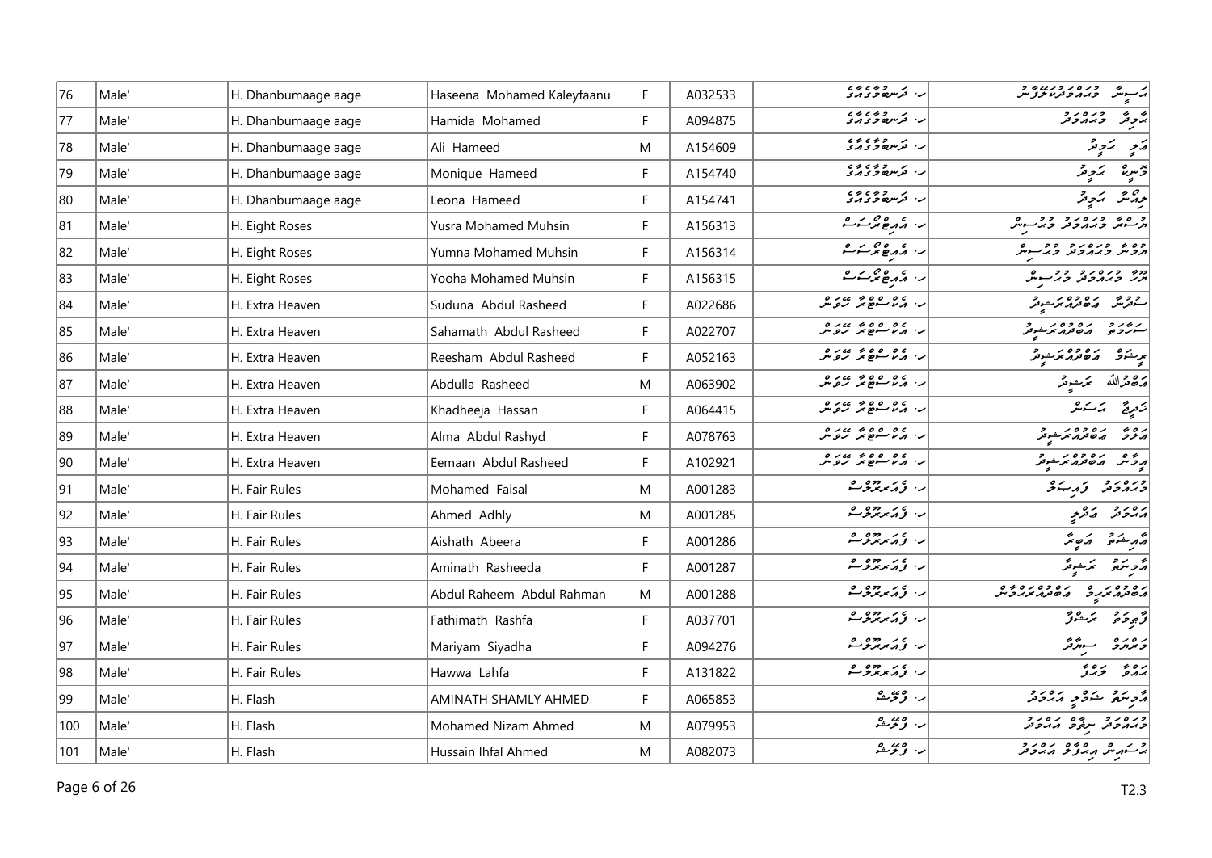| | | | | | | | |
|---|---|---|---|---|---|---|---|
| 76 | Male' | H. Dhanbumaage aage | Haseena Mohamed Kaleyfaanu | F | A032533 | ހ. ދަނބުމާގެއާގެ | ހަސީނާ މުހައްމަދު ކަލޭފާނު |
| 77 | Male' | H. Dhanbumaage aage | Hamida Mohamed | F | A094875 | ހ. ދަނބުމާގެއާގެ | ހާމިދާ މުހައްމަދު |
| 78 | Male' | H. Dhanbumaage aage | Ali Hameed | M | A154609 | ހ. ދަނބުމާގެއާގެ | ޢަލީ ހަމީދު |
| 79 | Male' | H. Dhanbumaage aage | Monique Hameed | F | A154740 | ހ. ދަނބުމާގެއާގެ | މޮނީކް ހަމީދު |
| 80 | Male' | H. Dhanbumaage aage | Leona Hameed | F | A154741 | ހ. ދަނބުމާގެއާގެ | ލިއޯނާ ހަމީދު |
| 81 | Male' | H. Eight Roses | Yusra Mohamed Muhsin | F | A156313 | ހ. އެއިޓްރޯޒަސް | ޔުސްރާ މުހައްމަދު މުޙްސިން |
| 82 | Male' | H. Eight Roses | Yumna Mohamed Muhsin | F | A156314 | ހ. އެއިޓްރޯޒަސް | ޔުމްނާ މުހައްމަދު މުޙްސިން |
| 83 | Male' | H. Eight Roses | Yooha Mohamed Muhsin | F | A156315 | ހ. އެއިޓްރޯޒަސް | ޔޫހާ މުހައްމަދު މުޙްސިން |
| 84 | Male' | H. Extra Heaven | Suduna Abdul Rasheed | F | A022686 | ހ. އެކްސްޓްރާ ހެވަން | ސުދޫނާ ޢަބްދުއްރަޝީދު |
| 85 | Male' | H. Extra Heaven | Sahamath Abdul Rasheed | F | A022707 | ހ. އެކްސްޓްރާ ހެވަން | ސަހަމަތު ޢަބްދުއްރަޝީދު |
| 86 | Male' | H. Extra Heaven | Reesham Abdul Rasheed | F | A052163 | ހ. އެކްސްޓްރާ ހެވަން | ރީޝަމް ޢަބްދުއްރަޝީދު |
| 87 | Male' | H. Extra Heaven | Abdulla Rasheed | M | A063902 | ހ. އެކްސްޓްރާ ހެވަން | ޢަބްދުﷲ ރަޝީދު |
| 88 | Male' | H. Extra Heaven | Khadheeja Hassan | F | A064415 | ހ. އެކްސްޓްރާ ހެވަން | ޚަދީޖާ ހަސަން |
| 89 | Male' | H. Extra Heaven | Alma Abdul Rashyd | F | A078763 | ހ. އެކްސްޓްރާ ހެވަން | އަލްމާ ޢަބްދުއްރަޝީދު |
| 90 | Male' | H. Extra Heaven | Eemaan Abdul Rasheed | F | A102921 | ހ. އެކްސްޓްރާ ހެވަން | އީމާން ޢަބްދުއްރަޝީދު |
| 91 | Male' | H. Fair Rules | Mohamed Faisal | M | A001283 | ހ. ފެއަރރޫލްސް | މުހައްމަދު ފައިސަލް |
| 92 | Male' | H. Fair Rules | Ahmed Adhly | M | A001285 | ހ. ފެއަރރޫލްސް | އަހްމަދު އަދްލީ |
| 93 | Male' | H. Fair Rules | Aishath Abeera | F | A001286 | ހ. ފެއަރރޫލްސް | ޢާއިޝަތު އަބީރާ |
| 94 | Male' | H. Fair Rules | Aminath Rasheeda | F | A001287 | ހ. ފެއަރރޫލްސް | އާމިނަތު ރަޝީދާ |
| 95 | Male' | H. Fair Rules | Abdul Raheem Abdul Rahman | M | A001288 | ހ. ފެއަރރޫލްސް | ޢަބްދުއްރަޙީމް ޢަބްދުއްރަޙްމާން |
| 96 | Male' | H. Fair Rules | Fathimath Rashfa | F | A037701 | ހ. ފެއަރރޫލްސް | ފާތިމަތު ރަޝްފާ |
| 97 | Male' | H. Fair Rules | Mariyam Siyadha | F | A094276 | ހ. ފެއަރރޫލްސް | މަރިޔަމް ސިޔާދާ |
| 98 | Male' | H. Fair Rules | Hawwa Lahfa | F | A131822 | ހ. ފެއަރރޫލްސް | ހައްވާ ލަހްފާ |
| 99 | Male' | H. Flash | AMINATH SHAMLY AHMED | F | A065853 | ހ. ފްލޭޝް | އާމިނަތު ޝަމްލީ އަހްމަދު |
| 100 | Male' | H. Flash | Mohamed Nizam Ahmed | M | A079953 | ހ. ފްލޭޝް | މުހައްމަދު ނިޒާމް އަހްމަދު |
| 101 | Male' | H. Flash | Hussain Ihfal Ahmed | M | A082073 | ހ. ފްލޭޝް | ޙުސައިން އިޙްފާލް އަހްމަދު |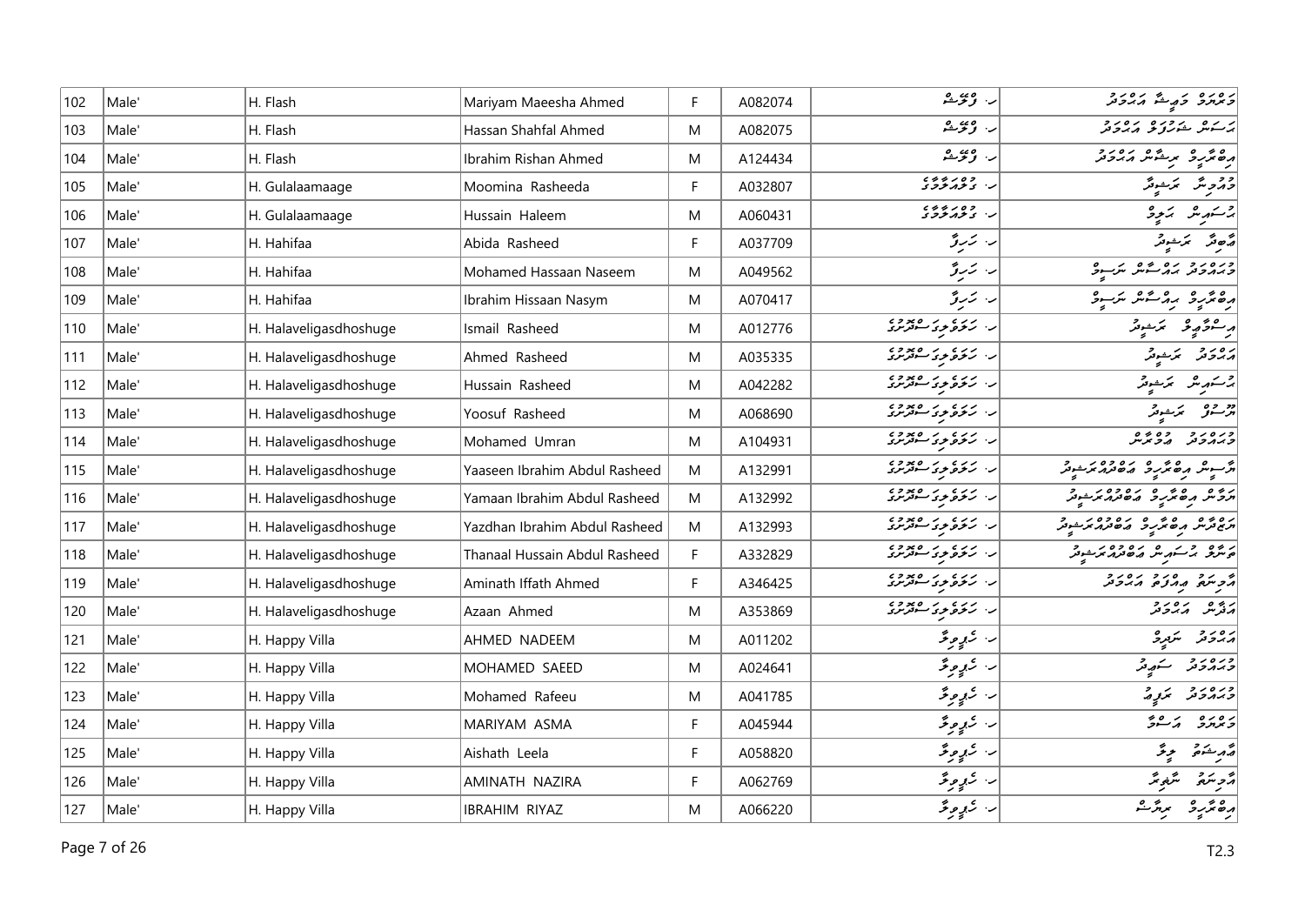| | | | | | | | |
|---|---|---|---|---|---|---|---|
| 102 | Male' | H. Flash | Mariyam Maeesha Ahmed | F | A082074 | ހ. ފްލެޝް | މަރިޔަމް މައީޝާ އަޙްމަދު |
| 103 | Male' | H. Flash | Hassan Shahfal Ahmed | M | A082075 | ހ. ފްލެޝް | ޙަސަން ޝަހްފަލް އަޙްމަދު |
| 104 | Male' | H. Flash | Ibrahim Rishan Ahmed | M | A124434 | ހ. ފްލެޝް | އިބްރާހީމް ރިޝާން އަޙްމަދު |
| 105 | Male' | H. Gulalaamaage | Moomina Rasheeda | F | A032807 | ހ. ގުލަލާމާގެ | މޫމިނާ ރަޝީދާ |
| 106 | Male' | H. Gulalaamaage | Hussain Haleem | M | A060431 | ހ. ގުލަލާމާގެ | ޙުސައިން ޙަލީމް |
| 107 | Male' | H. Hahifaa | Abida Rasheed | F | A037709 | ހ. ހަހިފާ | އާބިދާ ރަޝީދު |
| 108 | Male' | H. Hahifaa | Mohamed Hassaan Naseem | M | A049562 | ހ. ހަހިފާ | މުޙައްމަދު ޙައްސާން ނަސީމް |
| 109 | Male' | H. Hahifaa | Ibrahim Hissaan Nasym | M | A070417 | ހ. ހަހިފާ | އިބްރާހީމް ހިއްސާން ނަސީމް |
| 110 | Male' | H. Halaveligasdhoshuge | Ismail Rasheed | M | A012776 | ހ. ހަލަވެލިގަސްދޮށުގެ | އިސްމާޢީލް ރަޝީދު |
| 111 | Male' | H. Halaveligasdhoshuge | Ahmed Rasheed | M | A035335 | ހ. ހަލަވެލިގަސްދޮށުގެ | އަޙްމަދު ރަޝީދު |
| 112 | Male' | H. Halaveligasdhoshuge | Hussain Rasheed | M | A042282 | ހ. ހަލަވެލިގަސްދޮށުގެ | ޙުސައިން ރަޝީދު |
| 113 | Male' | H. Halaveligasdhoshuge | Yoosuf Rasheed | M | A068690 | ހ. ހަލަވެލިގަސްދޮށުގެ | ޔޫސުފް ރަޝީދު |
| 114 | Male' | H. Halaveligasdhoshuge | Mohamed Umran | M | A104931 | ހ. ހަލަވެލިގަސްދޮށުގެ | މުޙައްމަދު އުމްރާން |
| 115 | Male' | H. Halaveligasdhoshuge | Yaaseen Ibrahim Abdul Rasheed | M | A132991 | ހ. ހަލަވެލިގަސްދޮށުގެ | ޔާސީން އިބްރާހީމް އަބްދުއްރަޝީދު |
| 116 | Male' | H. Halaveligasdhoshuge | Yamaan Ibrahim Abdul Rasheed | M | A132992 | ހ. ހަލަވެލިގަސްދޮށުގެ | ޔަމާން އިބްރާހީމް އަބްދުއްރަޝީދު |
| 117 | Male' | H. Halaveligasdhoshuge | Yazdhan Ibrahim Abdul Rasheed | M | A132993 | ހ. ހަލަވެލިގަސްދޮށުގެ | ޔަޒްދާން އިބްރާހީމް އަބްދުއްރަޝީދު |
| 118 | Male' | H. Halaveligasdhoshuge | Thanaal Hussain Abdul Rasheed | F | A332829 | ހ. ހަލަވެލިގަސްދޮށުގެ | ތަނާލް ޙުސައިން އަބްދުއްރަޝީދު |
| 119 | Male' | H. Halaveligasdhoshuge | Aminath Iffath Ahmed | F | A346425 | ހ. ހަލަވެލިގަސްދޮށުގެ | އާމިނަތު އިއްފަތު އަޙްމަދު |
| 120 | Male' | H. Halaveligasdhoshuge | Azaan Ahmed | M | A353869 | ހ. ހަލަވެލިގަސްދޮށުގެ | އަޒާން އަޙްމަދު |
| 121 | Male' | H. Happy Villa | AHMED NADEEM | M | A011202 | ހ. ހެޕީވިލާ | އަޙްމަދު ނަދީމް |
| 122 | Male' | H. Happy Villa | MOHAMED SAEED | M | A024641 | ހ. ހެޕީވިލާ | މުޙައްމަދު ސަޢީދު |
| 123 | Male' | H. Happy Villa | Mohamed Rafeeu | M | A041785 | ހ. ހެޕީވިލާ | މުޙައްމަދު ރަފީއު |
| 124 | Male' | H. Happy Villa | MARIYAM ASMA | F | A045944 | ހ. ހެޕީވިލާ | މަރިޔަމް އަސްމާ |
| 125 | Male' | H. Happy Villa | Aishath Leela | F | A058820 | ހ. ހެޕީވިލާ | އާއިޝަތު ލީލާ |
| 126 | Male' | H. Happy Villa | AMINATH NAZIRA | F | A062769 | ހ. ހެޕީވިލާ | އާމިނަތު ނާޒިރާ |
| 127 | Male' | H. Happy Villa | IBRAHIM RIYAZ | M | A066220 | ހ. ހެޕީވިލާ | އިބްރާހީމް ރިޔާޒް |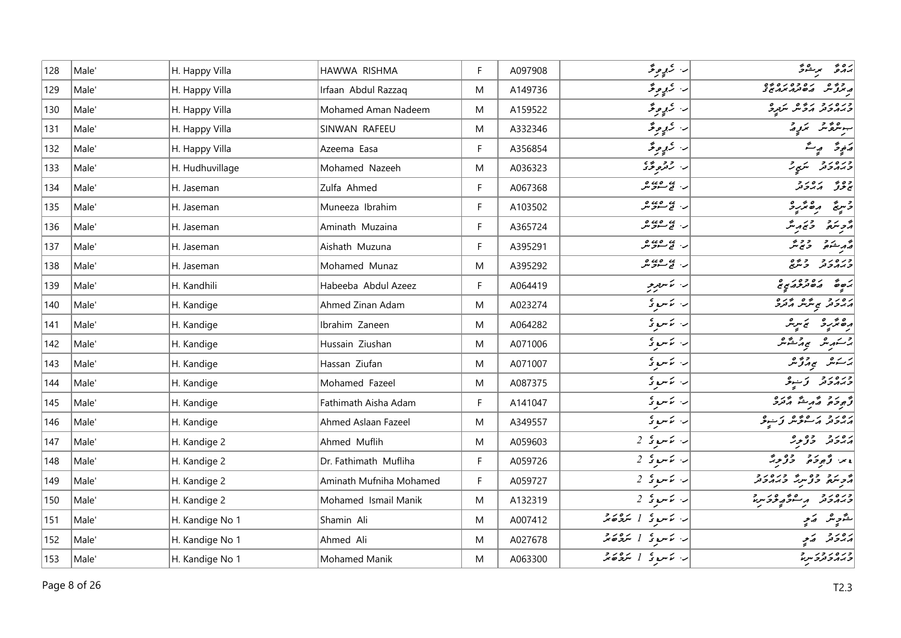| | | | | | | | |
|---|---|---|---|---|---|---|---|
| 128 | Male' | H. Happy Villa | HAWWA RISHMA | F | A097908 | ہ. ہެޕީވިލާ | ހައްވާ ރިޝްމާ |
| 129 | Male' | H. Happy Villa | Irfaan Abdul Razzaq | M | A149736 | ހ. ހެޕީވިލާ | އިރުފާން އަބްދުއްރައްޒާޤު |
| 130 | Male' | H. Happy Villa | Mohamed Aman Nadeem | M | A159522 | ހ. ހެޕީވިލާ | މުހައްމަދު އަމާން ނަދީމް |
| 131 | Male' | H. Happy Villa | SINWAN RAFEEU | M | A332346 | ހ. ހެޕީވިލާ | ސިންވާން ރަފީއު |
| 132 | Male' | H. Happy Villa | Azeema Easa | F | A356854 | ހ. ހެޕީވިލާ | އަޒީމާ ޢީސާ |
| 133 | Male' | H. Hudhuvillage | Mohamed Nazeeh | M | A036323 | ހ. ހުދުވިލެޖް | މުހައްމަދު ނަޒީހު |
| 134 | Male' | H. Jaseman | Zulfa Ahmed | F | A067368 | ހ. ޖޭސްމަން | ޒުލްފާ އަޙްމަދު |
| 135 | Male' | H. Jaseman | Muneeza Ibrahim | F | A103502 | ހ. ޖޭސްމަން | މުނީޒާ އިބްރާހީމް |
| 136 | Male' | H. Jaseman | Aminath Muzaina | F | A365724 | ހ. ޖޭސްމަން | އާމިނަތު މުޒައިނާ |
| 137 | Male' | H. Jaseman | Aishath Muzuna | F | A395291 | ހ. ޖޭސްމަން | ޢައިޝަތު މުޒުނާ |
| 138 | Male' | H. Jaseman | Mohamed Munaz | M | A395292 | ހ. ޖޭސްމަން | މުހައްމަދު މުނާޒް |
| 139 | Male' | H. Kandhili | Habeeba Abdul Azeez | F | A064419 | ހ. ކަނދިލި | ހަބީބާ އަބްދުލްޢަޒީޒް |
| 140 | Male' | H. Kandige | Ahmed Zinan Adam | M | A023274 | ހ. ކަނދިގެ | އަޙްމަދު ޒިނާން އާދަމް |
| 141 | Male' | H. Kandige | Ibrahim Zaneen | M | A064282 | ހ. ކަނދިގެ | އިބްރާހީމް ޒަނީން |
| 142 | Male' | H. Kandige | Hussain Ziushan | M | A071006 | ހ. ކަނދިގެ | ހުސައިން ޒިޔުޝާން |
| 143 | Male' | H. Kandige | Hassan Ziufan | M | A071007 | ހ. ކަނދިގެ | ހަސަން ޒިޔުފާން |
| 144 | Male' | H. Kandige | Mohamed Fazeel | M | A087375 | ހ. ކަނދިގެ | މުހައްމަދު ފަޒީލް |
| 145 | Male' | H. Kandige | Fathimath Aisha Adam | F | A141047 | ހ. ކަނދިގެ | ފާތިމަތު ޢާއިޝާ އާދަމް |
| 146 | Male' | H. Kandige | Ahmed Aslaan Fazeel | M | A349557 | ހ. ކަނދިގެ | އަޙްމަދު އަސްލާން ފަޒީލް |
| 147 | Male' | H. Kandige 2 | Ahmed Muflih | M | A059603 | ހ. ކަނދިގެ 2 | އަޙްމަދު މުފްލިހް |
| 148 | Male' | H. Kandige 2 | Dr. Fathimath Mufliha | F | A059726 | ހ. ކަނދިގެ 2 | ޑރ. ފާތިމަތު މުފްލިހާ |
| 149 | Male' | H. Kandige 2 | Aminath Mufniha Mohamed | F | A059727 | ހ. ކަނދިގެ 2 | އާމިނަތު މުފްނިހާ މުހައްމަދު |
| 150 | Male' | H. Kandige 2 | Mohamed Ismail Manik | M | A132319 | ހ. ކަނދިގެ 2 | މުހައްމަދު އިސްމާޢީލްމަނިކު |
| 151 | Male' | H. Kandige No 1 | Shamin Ali | M | A007412 | ހ. ކަނދިގެ 1 ނަމްބަރު | ޝާމިން ޢަލި |
| 152 | Male' | H. Kandige No 1 | Ahmed Ali | M | A027678 | ހ. ކަނދިގެ 1 ނަމްބަރު | އަޙްމަދު ޢަލި |
| 153 | Male' | H. Kandige No 1 | Mohamed Manik | M | A063300 | ހ. ކަނދިގެ 1 ނަމްބަރު | މުހައްމަދުމަނިކު |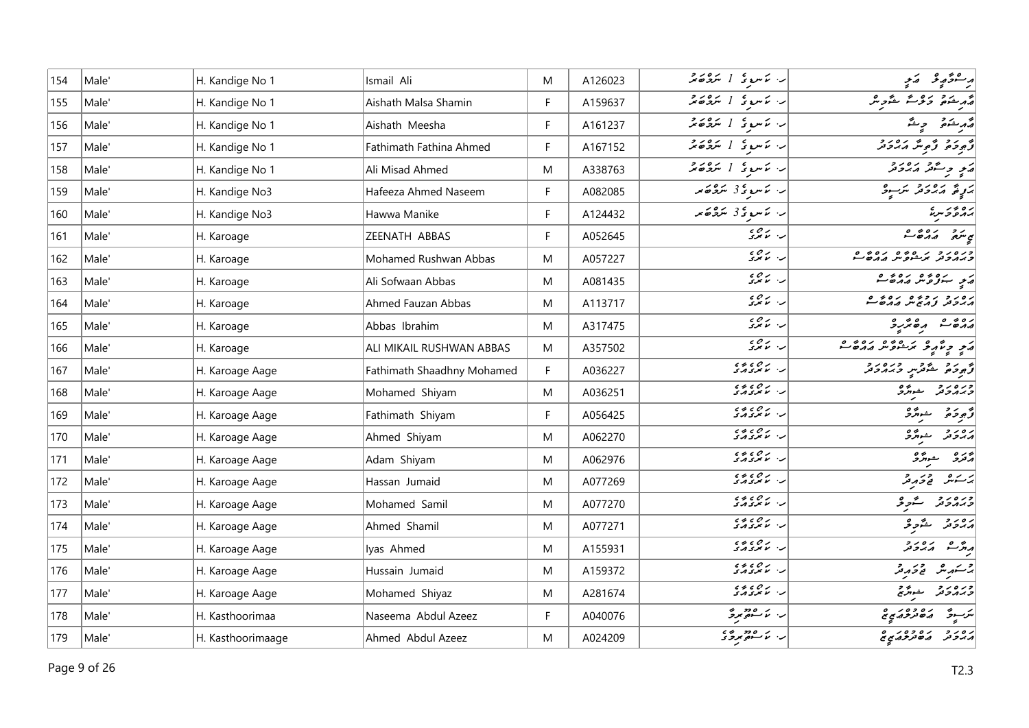| | | | | | | | |
|---|---|---|---|---|---|---|---|
| 154 | Male' | H. Kandige No 1 | Ismail Ali | M | A126023 | ހ. ކަނޑިގެ 1 ނަމްބަރު | އިސްމާޢީލް ޢަލީ |
| 155 | Male' | H. Kandige No 1 | Aishath Malsa Shamin | F | A159637 | ހ. ކަނޑިގެ 1 ނަމްބަރު | ޢައިޝަތު މަލްސާ ޝާމިން |
| 156 | Male' | H. Kandige No 1 | Aishath Meesha | F | A161237 | ހ. ކަނޑިގެ 1 ނަމްބަރު | ޢައިޝަތު މީޝާ |
| 157 | Male' | H. Kandige No 1 | Fathimath Fathina Ahmed | F | A167152 | ހ. ކަނޑިގެ 1 ނަމްބަރު | ފާތިމަތު ފާތިނާ އަޙްމަދު |
| 158 | Male' | H. Kandige No 1 | Ali Misad Ahmed | M | A338763 | ހ. ކަނޑިގެ 1 ނަމްބަރު | ޢަލީ މިސާދު އަޙްމަދު |
| 159 | Male' | H. Kandige No3 | Hafeeza Ahmed Naseem | F | A082085 | ހ. ކަނޑިގެ 3 ނަމްބަރު | ޙަފީޒާ އަޙްމަދު ނަސީމް |
| 160 | Male' | H. Kandige No3 | Hawwa Manike | F | A124432 | ހ. ކަނޑިގެ 3 ނަމްބަރު | ޙައްވާމަނިކެ |
| 161 | Male' | H. Karoage | ZEENATH ABBAS | F | A052645 | ހ. ކަރޯގެ | ޒީނަތު ޢައްބާސް |
| 162 | Male' | H. Karoage | Mohamed Rushwan Abbas | M | A057227 | ހ. ކަރޯގެ | މުޙައްމަދު ރުޝްވާން ޢައްބާސް |
| 163 | Male' | H. Karoage | Ali Sofwaan Abbas | M | A081435 | ހ. ކަރޯގެ | ޢަލީ ޞަފްވާން ޢައްބާސް |
| 164 | Male' | H. Karoage | Ahmed Fauzan Abbas | M | A113717 | ހ. ކަރޯގެ | އަޙްމަދު ފައުޒާން ޢައްބާސް |
| 165 | Male' | H. Karoage | Abbas Ibrahim | M | A317475 | ހ. ކަރޯގެ | ޢައްބާސް އިބްރާހީމް |
| 166 | Male' | H. Karoage | ALI MIKAIL RUSHWAN ABBAS | M | A357502 | ހ. ކަރޯގެ | ޢަލީ މީކާއިލް ރުޝްވާން ޢައްބާސް |
| 167 | Male' | H. Karoage Aage | Fathimath Shaadhny Mohamed | F | A036227 | ހ. ކަރޯގެއާގެ | ފާތިމަތު ޝާދުނީ މުޙައްމަދު |
| 168 | Male' | H. Karoage Aage | Mohamed Shiyam | M | A036251 | ހ. ކަރޯގެއާގެ | މުޙައްމަދު ޝިޔާމް |
| 169 | Male' | H. Karoage Aage | Fathimath Shiyam | F | A056425 | ހ. ކަރޯގެއާގެ | ފާތިމަތު ޝިޔާމް |
| 170 | Male' | H. Karoage Aage | Ahmed Shiyam | M | A062270 | ހ. ކަރޯގެއާގެ | އަޙްމަދު ޝިޔާމް |
| 171 | Male' | H. Karoage Aage | Adam Shiyam | M | A062976 | ހ. ކަރޯގެއާގެ | އާދަމް ޝިޔާމް |
| 172 | Male' | H. Karoage Aage | Hassan Jumaid | M | A077269 | ހ. ކަރޯގެއާގެ | ޙަސަން ޖުމައިދު |
| 173 | Male' | H. Karoage Aage | Mohamed Samil | M | A077270 | ހ. ކަރޯގެއާގެ | މުޙައްމަދު ސާމިލް |
| 174 | Male' | H. Karoage Aage | Ahmed Shamil | M | A077271 | ހ. ކަރޯގެއާގެ | އަޙްމަދު ޝާމިލް |
| 175 | Male' | H. Karoage Aage | Iyas Ahmed | M | A155931 | ހ. ކަރޯގެއާގެ | އިޔާސް އަޙްމަދު |
| 176 | Male' | H. Karoage Aage | Hussain Jumaid | M | A159372 | ހ. ކަރޯގެއާގެ | ޙުސައިން ޖުމައިދު |
| 177 | Male' | H. Karoage Aage | Mohamed Shiyaz | M | A281674 | ހ. ކަރޯގެއާގެ | މުޙައްމަދު ޝިޔާޒު |
| 178 | Male' | H. Kasthoorimaa | Naseema Abdul Azeez | F | A040076 | ހ. ކަސްތޫރިމާ | ނަސީމާ ޢަބްދުލްޢަޒީޒު |
| 179 | Male' | H. Kasthoorimaage | Ahmed Abdul Azeez | M | A024209 | ހ. ކަސްތޫރިމާގެ | އަޙްމަދު ޢަބްދުލްޢަޒީޒު |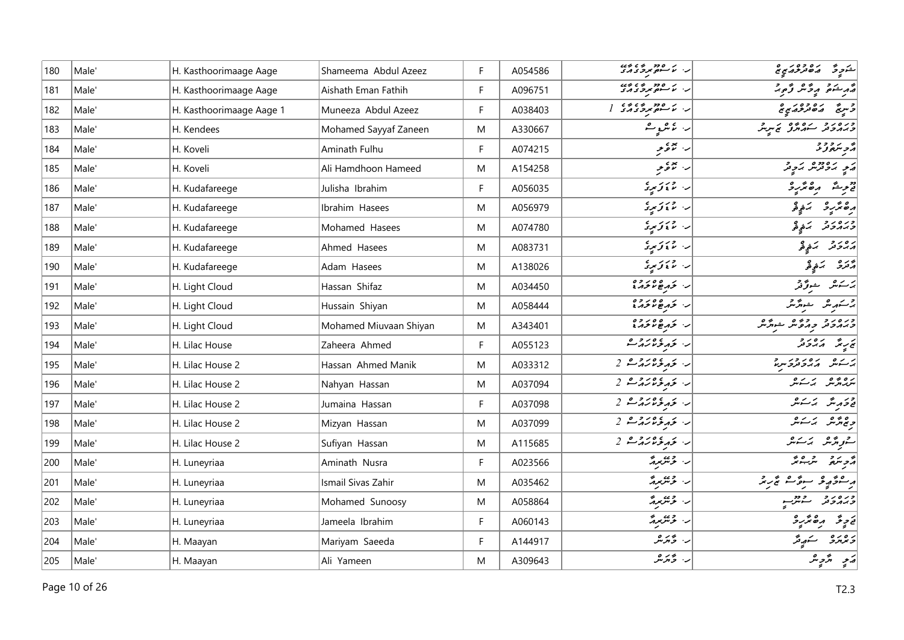| | | | | | | | |
|---|---|---|---|---|---|---|---|
| 180 | Male' | H. Kasthoorimaage Aage | Shameema Abdul Azeez | F | A054586 | ހ. ކަސްތޫރިމާގެއާގެ | ޝަމީމާ އަބްދުލްއަޒީޒް |
| 181 | Male' | H. Kasthoorimaage Aage | Aishath Eman Fathih | F | A096751 | ހ. ކަސްތޫރިމާގެއާގެ | އާއިޝަތު އީމާން ފާތިހު |
| 182 | Male' | H. Kasthoorimaage Aage 1 | Muneeza Abdul Azeez | F | A038403 | ހ. ކަސްތޫރިމާގެއާގެ 1 | މުނީޒާ އަބްދުލްއަޒީޒް |
| 183 | Male' | H. Kendees | Mohamed Sayyaf Zaneen | M | A330667 | ހ. ކެންޑީސް | މުހައްމަދު ސައްޔާފް ޒަނީން |
| 184 | Male' | H. Koveli | Aminath Fulhu | F | A074215 | ހ. ކޮވެލި | އާމިނަތު ފުޅު |
| 185 | Male' | H. Koveli | Ali Hamdhoon Hameed | M | A154258 | ހ. ކޮވެލި | އަލި ހަމްދޫން ހަމީދު |
| 186 | Male' | H. Kudafareege | Julisha Ibrahim | F | A056035 | ހ. ކުދަފަރީގެ | ޖުލީޝާ އިބްރާހީމް |
| 187 | Male' | H. Kudafareege | Ibrahim Hasees | M | A056979 | ހ. ކުދަފަރީގެ | އިބްރާހީމް ހަސީސް |
| 188 | Male' | H. Kudafareege | Mohamed Hasees | M | A074780 | ހ. ކުދަފަރީގެ | މުހައްމަދު ހަސީސް |
| 189 | Male' | H. Kudafareege | Ahmed Hasees | M | A083731 | ހ. ކުދަފަރީގެ | އަހްމަދު ހަސީސް |
| 190 | Male' | H. Kudafareege | Adam Hasees | M | A138026 | ހ. ކުދަފަރީގެ | އާދަމް ހަސީސް |
| 191 | Male' | H. Light Cloud | Hassan Shifaz | M | A034450 | ހ. ލައިޓްކްލައުޑް | ހަސަން ޝިފާޒު |
| 192 | Male' | H. Light Cloud | Hussain Shiyan | M | A058444 | ހ. ލައިޓްކްލައުޑް | ހުސައިން ޝިޔާން |
| 193 | Male' | H. Light Cloud | Mohamed Miuvaan Shiyan | M | A343401 | ހ. ލައިޓްކްލައުޑް | މުހައްމަދު މިއުވާން ޝިޔާން |
| 194 | Male' | H. Lilac House | Zaheera Ahmed | F | A055123 | ހ. ލައިލަކްހައުސް | ޒަހީރާ އަހްމަދު |
| 195 | Male' | H. Lilac House 2 | Hassan Ahmed Manik | M | A033312 | ހ. ލައިލަކްހައުސް 2 | ހަސަން އަހްމަދުމަނިކު |
| 196 | Male' | H. Lilac House 2 | Nahyan Hassan | M | A037094 | ހ. ލައިލަކްހައުސް 2 | ނަހްޔާން ހަސަން |
| 197 | Male' | H. Lilac House 2 | Jumaina Hassan | F | A037098 | ހ. ލައިލަކްހައުސް 2 | ޖުމައިނާ ހަސަން |
| 198 | Male' | H. Lilac House 2 | Mizyan Hassan | M | A037099 | ހ. ލައިލަކްހައުސް 2 | މިޒްޔާން ހަސަން |
| 199 | Male' | H. Lilac House 2 | Sufiyan Hassan | M | A115685 | ހ. ލައިލަކްހައުސް 2 | ސުފިޔާން ހަސަން |
| 200 | Male' | H. Luneyriaa | Aminath Nusra | F | A023566 | ހ. ލުނެރިއާ | އާމިނަތު ނުސްރާ |
| 201 | Male' | H. Luneyriaa | Ismail Sivas Zahir | M | A035462 | ހ. ލުނެރިއާ | އިސްމާއީލް ސިވާސް ޒާހިރު |
| 202 | Male' | H. Luneyriaa | Mohamed Sunoosy | M | A058864 | ހ. ލުނެރިއާ | މުހައްމަދު ސުނޫސީ |
| 203 | Male' | H. Luneyriaa | Jameela Ibrahim | F | A060143 | ހ. ލުނެރިއާ | ޖަމީލާ އިބްރާހީމް |
| 204 | Male' | H. Maayan | Mariyam Saeeda | F | A144917 | ހ. މާޔަން | މަރިޔަމް ސައީދާ |
| 205 | Male' | H. Maayan | Ali Yameen | M | A309643 | ހ. މާޔަން | އަލި ޔާމީން |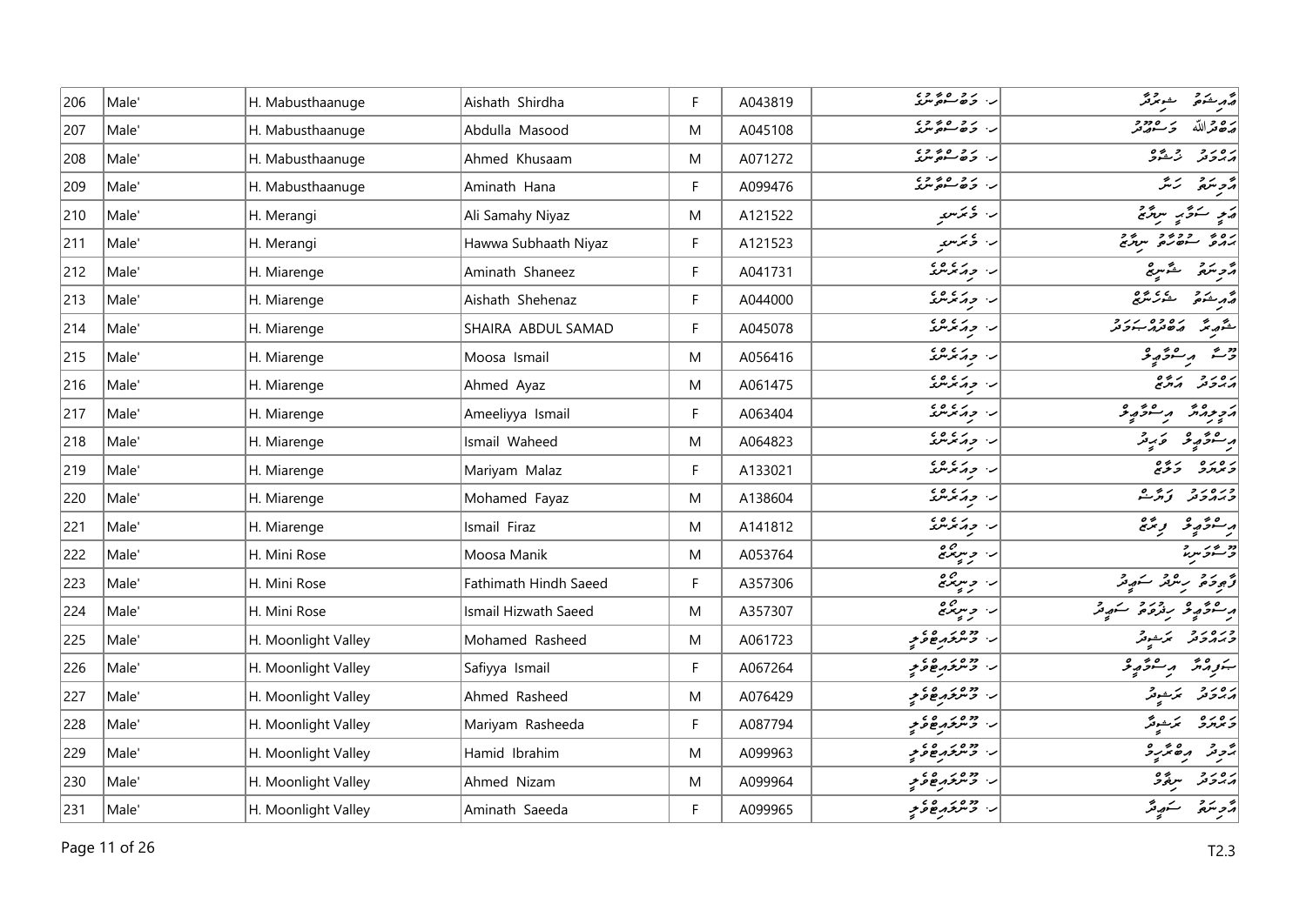| | | | | | | | |
|---|---|---|---|---|---|---|---|
| 206 | Male' | H. Mabusthaanuge | Aishath Shirdha | F | A043819 | ހ. މަބުސްތާނުގެ | އާއިޝަތު ޝިރްދާ |
| 207 | Male' | H. Mabusthaanuge | Abdulla Masood | M | A045108 | ހ. މަބުސްތާނުގެ | އަބްދުﷲ މަސްއޫދު |
| 208 | Male' | H. Mabusthaanuge | Ahmed Khusaam | M | A071272 | ހ. މަބުސްތާނުގެ | އަޙްމަދު ޚުސާމް |
| 209 | Male' | H. Mabusthaanuge | Aminath Hana | F | A099476 | ހ. މަބުސްތާނުގެ | އާމިނަތު ހަނާ |
| 210 | Male' | H. Merangi | Ali Samahy Niyaz | M | A121522 | ހ. މެރަންގި | އަލި ސަމާހީ ނިޔާޒު |
| 211 | Male' | H. Merangi | Hawwa Subhaath Niyaz | F | A121523 | ހ. މެރަންގި | ހައްވާ ސުބްހާތު ނިޔާޒު |
| 212 | Male' | H. Miarenge | Aminath Shaneez | F | A041731 | ހ. މިއަރެންގެ | އާމިނަތު ޝާނީޒު |
| 213 | Male' | H. Miarenge | Aishath Shehenaz | F | A044000 | ހ. މިއަރެންގެ | އާއިޝަތު ޝެހެނާޒު |
| 214 | Male' | H. Miarenge | SHAIRA ABDUL SAMAD | F | A045078 | ހ. މިއަރެންގެ | ޝާއިރާ އަބްދުލްސަމަދު |
| 215 | Male' | H. Miarenge | Moosa Ismail | M | A056416 | ހ. މިއަރެންގެ | މޫސާ އިސްމާއީލު |
| 216 | Male' | H. Miarenge | Ahmed Ayaz | M | A061475 | ހ. މިއަރެންގެ | އަޙްމަދު އަޔާޒު |
| 217 | Male' | H. Miarenge | Ameeliyya Ismail | F | A063404 | ހ. މިއަރެންގެ | އަމީލިއްޔާ އިސްމާއީލު |
| 218 | Male' | H. Miarenge | Ismail Waheed | M | A064823 | ހ. މިއަރެންގެ | އިސްމާއީލު ވަޙީދު |
| 219 | Male' | H. Miarenge | Mariyam Malaz | F | A133021 | ހ. މިއަރެންގެ | މަރިޔަމް މަލާޒު |
| 220 | Male' | H. Miarenge | Mohamed Fayaz | M | A138604 | ހ. މިއަރެންގެ | މުޙައްމަދު ފައްޔާޒު |
| 221 | Male' | H. Miarenge | Ismail Firaz | M | A141812 | ހ. މިއަރެންގެ | އިސްމާއީލު ފިރާޒު |
| 222 | Male' | H. Mini Rose | Moosa Manik | M | A053764 | ހ. މިނިރޯޒް | މޫސާމަނިކު |
| 223 | Male' | H. Mini Rose | Fathimath Hindh Saeed | F | A357306 | ހ. މިނިރޯޒް | ފާތިމަތު ހިންދު ސަޢީދު |
| 224 | Male' | H. Mini Rose | Ismail Hizwath Saeed | M | A357307 | ހ. މިނިރޯޒް | އިސްމާއީލު ހިޒްވަތު ސަޢީދު |
| 225 | Male' | H. Moonlight Valley | Mohamed Rasheed | M | A061723 | ހ. މޫންލައިޓްވެލީ | މުޙައްމަދު ރަޝީދު |
| 226 | Male' | H. Moonlight Valley | Safiyya Ismail | F | A067264 | ހ. މޫންލައިޓްވެލީ | ސަފިއްޔާ އިސްމާއީލު |
| 227 | Male' | H. Moonlight Valley | Ahmed Rasheed | M | A076429 | ހ. މޫންލައިޓްވެލީ | އަޙްމަދު ރަޝީދު |
| 228 | Male' | H. Moonlight Valley | Mariyam Rasheeda | F | A087794 | ހ. މޫންލައިޓްވެލީ | މަރިޔަމް ރަޝީދާ |
| 229 | Male' | H. Moonlight Valley | Hamid Ibrahim | M | A099963 | ހ. މޫންލައިޓްވެލީ | ހާމިދު އިބްރާހީމް |
| 230 | Male' | H. Moonlight Valley | Ahmed Nizam | M | A099964 | ހ. މޫންލައިޓްވެލީ | އަޙްމަދު ނިޒާމް |
| 231 | Male' | H. Moonlight Valley | Aminath Saeeda | F | A099965 | ހ. މޫންލައިޓްވެލީ | އާމިނަތު ސައީދާ |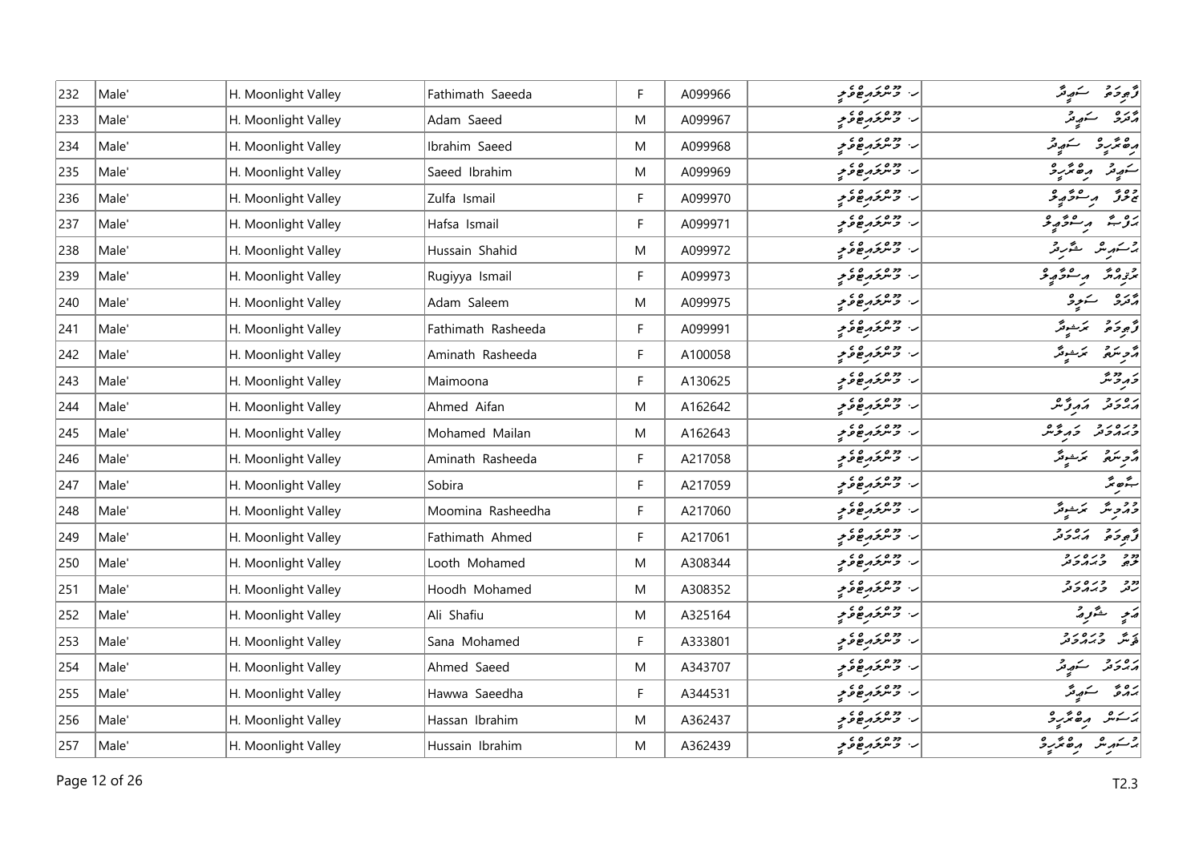| | | | | | | | |
|---|---|---|---|---|---|---|---|
| 232 | Male' | H. Moonlight Valley | Fathimath Saeeda | F | A099966 | ހ. މޫންލައިޓްވެލީ | ފާތިމަތު ސަޢީދާ |
| 233 | Male' | H. Moonlight Valley | Adam Saeed | M | A099967 | ހ. މޫންލައިޓްވެލީ | އާދަމް ސަޢީދު |
| 234 | Male' | H. Moonlight Valley | Ibrahim Saeed | M | A099968 | ހ. މޫންލައިޓްވެލީ | އިބްރާހީމް ސަޢީދު |
| 235 | Male' | H. Moonlight Valley | Saeed Ibrahim | M | A099969 | ހ. މޫންލައިޓްވެލީ | ސަޢީދު އިބްރާހީމް |
| 236 | Male' | H. Moonlight Valley | Zulfa Ismail | F | A099970 | ހ. މޫންލައިޓްވެލީ | ޒުލްފާ އިސްމާޢީލް |
| 237 | Male' | H. Moonlight Valley | Hafsa Ismail | F | A099971 | ހ. މޫންލައިޓްވެލީ | ހަފްސާ އިސްމާޢީލް |
| 238 | Male' | H. Moonlight Valley | Hussain Shahid | M | A099972 | ހ. މޫންލައިޓްވެލީ | ހުސައިން ޝާހިދު |
| 239 | Male' | H. Moonlight Valley | Rugiyya Ismail | F | A099973 | ހ. މޫންލައިޓްވެލީ | ރުޤިއްޔާ އިސްމާޢީލް |
| 240 | Male' | H. Moonlight Valley | Adam Saleem | M | A099975 | ހ. މޫންލައިޓްވެލީ | އާދަމް ސަލީމް |
| 241 | Male' | H. Moonlight Valley | Fathimath Rasheeda | F | A099991 | ހ. މޫންލައިޓްވެލީ | ފާތިމަތު ރަޝީދާ |
| 242 | Male' | H. Moonlight Valley | Aminath Rasheeda | F | A100058 | ހ. މޫންލައިޓްވެލީ | އާމިނަތު ރަޝީދާ |
| 243 | Male' | H. Moonlight Valley | Maimoona | F | A130625 | ހ. މޫންލައިޓްވެލީ | މައިމޫނާ |
| 244 | Male' | H. Moonlight Valley | Ahmed Aifan | M | A162642 | ހ. މޫންލައިޓްވެލީ | އަހްމަދު އައިފާން |
| 245 | Male' | H. Moonlight Valley | Mohamed Mailan | M | A162643 | ހ. މޫންލައިޓްވެލީ | މުހައްމަދު މައިލާން |
| 246 | Male' | H. Moonlight Valley | Aminath Rasheeda | F | A217058 | ހ. މޫންލައިޓްވެލީ | އާމިނަތު ރަޝީދާ |
| 247 | Male' | H. Moonlight Valley | Sobira | F | A217059 | ހ. މޫންލައިޓްވެލީ | ޞާބިރާ |
| 248 | Male' | H. Moonlight Valley | Moomina Rasheedha | F | A217060 | ހ. މޫންލައިޓްވެލީ | މުއުމިނާ ރަޝީދާ |
| 249 | Male' | H. Moonlight Valley | Fathimath Ahmed | F | A217061 | ހ. މޫންލައިޓްވެލީ | ފާތިމަތު އަހްމަދު |
| 250 | Male' | H. Moonlight Valley | Looth Mohamed | M | A308344 | ހ. މޫންލައިޓްވެލީ | ލޫތު މުހައްމަދު |
| 251 | Male' | H. Moonlight Valley | Hoodh Mohamed | M | A308352 | ހ. މޫންލައިޓްވެލީ | ހޫދު މުހައްމަދު |
| 252 | Male' | H. Moonlight Valley | Ali Shafiu | M | A325164 | ހ. މޫންލައިޓްވެލީ | އަލި ޝާފިއު |
| 253 | Male' | H. Moonlight Valley | Sana Mohamed | F | A333801 | ހ. މޫންލައިޓްވެލީ | ޞަނާ މުހައްމަދު |
| 254 | Male' | H. Moonlight Valley | Ahmed Saeed | M | A343707 | ހ. މޫންލައިޓްވެލީ | އަހްމަދު ސަޢީދު |
| 255 | Male' | H. Moonlight Valley | Hawwa Saeedha | F | A344531 | ހ. މޫންލައިޓްވެލީ | ހައްވާ ސަޢީދާ |
| 256 | Male' | H. Moonlight Valley | Hassan Ibrahim | M | A362437 | ހ. މޫންލައިޓްވެލީ | ހަސަން އިބްރާހީމް |
| 257 | Male' | H. Moonlight Valley | Hussain Ibrahim | M | A362439 | ހ. މޫންލައިޓްވެލީ | ހުސައިން އިބްރާހީމް |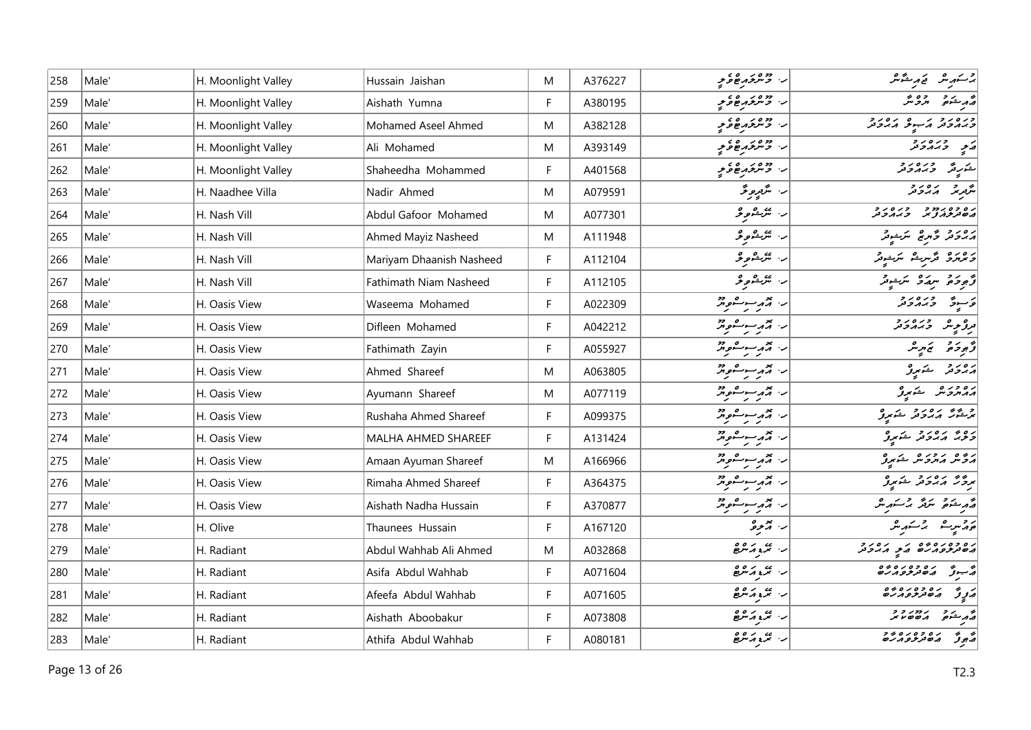| | | | | | | | |
|---|---|---|---|---|---|---|---|
| 258 | Male' | H. Moonlight Valley | Hussain Jaishan | M | A376227 | ހ. މޫންލައިޓްވެލީ | ހުސައިން ޖައިޝާން |
| 259 | Male' | H. Moonlight Valley | Aishath Yumna | F | A380195 | ހ. މޫންލައިޓްވެލީ | އައިޝަތު ޔުމްނާ |
| 260 | Male' | H. Moonlight Valley | Mohamed Aseel Ahmed | M | A382128 | ހ. މޫންލައިޓްވެލީ | މުހައްމަދު އަސީލް އަހުމަދު |
| 261 | Male' | H. Moonlight Valley | Ali Mohamed | M | A393149 | ހ. މޫންލައިޓްވެލީ | އަލި މުހައްމަދު |
| 262 | Male' | H. Moonlight Valley | Shaheedha Mohammed | F | A401568 | ހ. މޫންލައިޓްވެލީ | ޝަހީދާ މުހައްމަދު |
| 263 | Male' | H. Naadhee Villa | Nadir Ahmed | M | A079591 | ހ. ނާދީވިލާ | ނާދިރު އަހުމަދު |
| 264 | Male' | H. Nash Vill | Abdul Gafoor Mohamed | M | A077301 | ހ. ނޭޝްވިލް | އަބްދުލްޣަފޫރު މުހައްމަދު |
| 265 | Male' | H. Nash Vill | Ahmed Mayiz Nasheed | M | A111948 | ހ. ނޭޝްވިލް | އަހުމަދު މާއިޒް ނަޝީދު |
| 266 | Male' | H. Nash Vill | Mariyam Dhaanish Nasheed | F | A112104 | ހ. ނޭޝްވިލް | މަރިޔަމް ދާނިޝް ނަޝީދު |
| 267 | Male' | H. Nash Vill | Fathimath Niam Nasheed | F | A112105 | ހ. ނޭޝްވިލް | ފާތިމަތު ނިޢަމް ނަޝީދު |
| 268 | Male' | H. Oasis View | Waseema Mohamed | F | A022309 | ހ. އޯސިސްވިއު | ވަސީމާ މުހައްމަދު |
| 269 | Male' | H. Oasis View | Difleen Mohamed | F | A042212 | ހ. އޯސިސްވިއު | ދިފްލީން މުހައްމަދު |
| 270 | Male' | H. Oasis View | Fathimath Zayin | F | A055927 | ހ. އޯސިސްވިއު | ފާތިމަތު ޒަޔިން |
| 271 | Male' | H. Oasis View | Ahmed Shareef | M | A063805 | ހ. އޯސިސްވިއު | އަހުމަދު ޝަރީފް |
| 272 | Male' | H. Oasis View | Ayumann Shareef | M | A077119 | ހ. އޯސިސްވިއު | އައުމަން ޝަރީފް |
| 273 | Male' | H. Oasis View | Rushaha Ahmed Shareef | F | A099375 | ހ. އޯސިސްވިއު | ރުޝާހާ އަހުމަދު ޝަރީފް |
| 274 | Male' | H. Oasis View | MALHA AHMED SHAREEF | F | A131424 | ހ. އޯސިސްވިއު | މަލްހާ އަހުމަދު ޝަރީފް |
| 275 | Male' | H. Oasis View | Amaan Ayuman Shareef | M | A166966 | ހ. އޯސިސްވިއު | އަމާން އައުމަން ޝަރީފް |
| 276 | Male' | H. Oasis View | Rimaha Ahmed Shareef | F | A364375 | ހ. އޯސިސްވިއު | ރިމާހާ އަހުމަދު ޝަރީފް |
| 277 | Male' | H. Oasis View | Aishath Nadha Hussain | F | A370877 | ހ. އޯސިސްވިއު | އައިޝަތު ނަދާ ހުސައިން |
| 278 | Male' | H. Olive | Thaunees Hussain | F | A167120 | ހ. އޮލިވް | ތައުނީސް ހުސައިން |
| 279 | Male' | H. Radiant | Abdul Wahhab Ali Ahmed | M | A032868 | ހ. ރޭޑިއަންޓް | އަބްދުލްވައްހާބު އަލި އަހުމަދު |
| 280 | Male' | H. Radiant | Asifa Abdul Wahhab | F | A071604 | ހ. ރޭޑިއަންޓް | އާސިފާ އަބްދުލްވައްހާބު |
| 281 | Male' | H. Radiant | Afeefa Abdul Wahhab | F | A071605 | ހ. ރޭޑިއަންޓް | އަފީފާ އަބްދުލްވައްހާބު |
| 282 | Male' | H. Radiant | Aishath Aboobakur | F | A073808 | ހ. ރޭޑިއަންޓް | އައިޝަތު އަބޫބަކުރު |
| 283 | Male' | H. Radiant | Athifa Abdul Wahhab | F | A080181 | ހ. ރޭޑިއަންޓް | އާތިފާ އަބްދުލްވައްހާބު |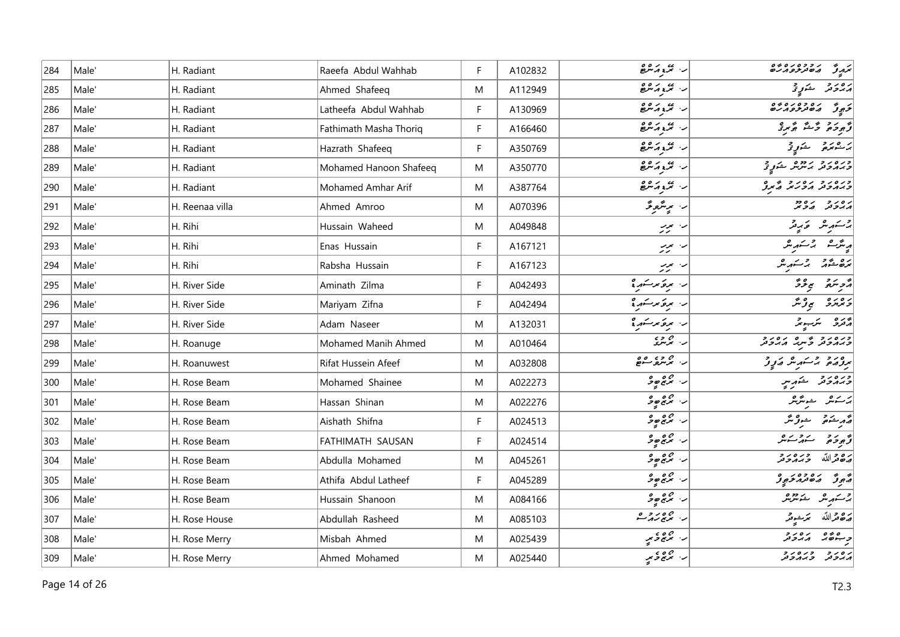| | | | | | | | |
|---|---|---|---|---|---|---|---|
| 284 | Male' | H. Radiant | Raeefa Abdul Wahhab | F | A102832 | ر. ރޭޑިއަންޓް | ރައީފާ އަބްދުލްވައްހާބް |
| 285 | Male' | H. Radiant | Ahmed Shafeeq | M | A112949 | ر. ރޭޑިއަންޓް | އަހުމަދު ޝަފީޤު |
| 286 | Male' | H. Radiant | Latheefa Abdul Wahhab | F | A130969 | ر. ރޭޑިއަންޓް | ލަޠީފާ އަބްދުލްވައްހާބް |
| 287 | Male' | H. Radiant | Fathimath Masha Thoriq | F | A166460 | ر. ރޭޑިއަންޓް | ފާތިމަތު މާޝާ ޠާރިޤު |
| 288 | Male' | H. Radiant | Hazrath Shafeeq | F | A350769 | ر. ރޭޑިއަންޓް | ހަޒްރަތު ޝަފީޤު |
| 289 | Male' | H. Radiant | Mohamed Hanoon Shafeeq | M | A350770 | ر. ރޭޑިއަންޓް | މުހައްމަދު ހަނޫން ޝަފީޤު |
| 290 | Male' | H. Radiant | Mohamed Amhar Arif | M | A387764 | ر. ރޭޑިއަންޓް | މުހައްމަދު އަމްހަރު އާރިފް |
| 291 | Male' | H. Reenaa villa | Ahmed Amroo | M | A070396 | ر. ރީނާވިލާ | އަހުމަދު އަމްރޫ |
| 292 | Male' | H. Rihi | Hussain Waheed | M | A049848 | ر. ރިހި | ހުސައިން ވަހީދު |
| 293 | Male' | H. Rihi | Enas Hussain | F | A167121 | ر. ރިހި | އީނާސް ހުސައިން |
| 294 | Male' | H. Rihi | Rabsha Hussain | F | A167123 | ر. ރިހި | ރަބްޝާ ހުސައިން |
| 295 | Male' | H. River Side | Aminath Zilma | F | A042493 | ر. ރިވަރސައިޑް | އާމިނަތު ޒިލްމާ |
| 296 | Male' | H. River Side | Mariyam Zifna | F | A042494 | ر. ރިވަރސައިޑް | މަރިޔަމް ޒިފްނާ |
| 297 | Male' | H. River Side | Adam Naseer | M | A132031 | ر. ރިވަރސައިޑް | އާދަމް ނަސީރު |
| 298 | Male' | H. Roanuge | Mohamed Manih Ahmed | M | A010464 | ر. ރޯނުގެ | މުހައްމަދު މާނިހު އަހުމަދު |
| 299 | Male' | H. Roanuwest | Rifat Hussein Afeef | M | A032808 | ر. ރޯނުވެސްޓް | ރިފްއަތު ހުސައިން އަފީފް |
| 300 | Male' | H. Rose Beam | Mohamed Shainee | M | A022273 | ر. ރޯޒްބީމް | މުހައްމަދު ޝައިނީ |
| 301 | Male' | H. Rose Beam | Hassan Shinan | M | A022276 | ر. ރޯޒްބީމް | ހަސަން ޝިނާން |
| 302 | Male' | H. Rose Beam | Aishath Shifna | F | A024513 | ر. ރޯޒްބީމް | އައިޝަތު ޝިފްނާ |
| 303 | Male' | H. Rose Beam | FATHIMATH SAUSAN | F | A024514 | ر. ރޯޒްބީމް | ފާތިމަތު ސައުސަން |
| 304 | Male' | H. Rose Beam | Abdulla Mohamed | M | A045261 | ر. ރޯޒްބީމް | އަބްދުﷲ މުހައްމަދު |
| 305 | Male' | H. Rose Beam | Athifa Abdul Latheef | F | A045289 | ر. ރޯޒްބީމް | އާތިފާ އަބްދުލްލަޠީފް |
| 306 | Male' | H. Rose Beam | Hussain Shanoon | M | A084166 | ر. ރޯޒްބީމް | ހުސައިން ޝަނޫން |
| 307 | Male' | H. Rose House | Abdullah Rasheed | M | A085103 | ر. ރޯޒްހައުސް | އަބްދުﷲ ރަޝީދު |
| 308 | Male' | H. Rose Merry | Misbah Ahmed | M | A025439 | ر. ރޯޒްމެރީ | މިސްބާހު އަހުމަދު |
| 309 | Male' | H. Rose Merry | Ahmed Mohamed | M | A025440 | ر. ރޯޒްމެރީ | އަހުމަދު މުހައްމަދު |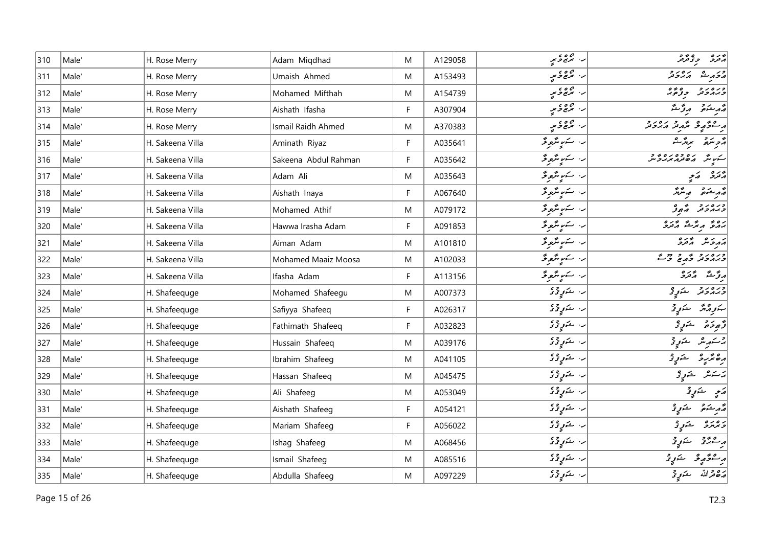| 310 | Male' | H. Rose Merry | Adam Miqdhad | M | A129058 | ރ. ރޯޒްމެރީ | އާދަމް މިޤްދާދު |
|---|---|---|---|---|---|---|---|
| 311 | Male' | H. Rose Merry | Umaish Ahmed | M | A153493 | ހ. ރޯޒްމެރީ | އުމައިޝް އަޙްމަދު |
| 312 | Male' | H. Rose Merry | Mohamed Mifthah | M | A154739 | ހ. ރޯޒްމެރީ | މުޙައްމަދު މިފްތާޙް |
| 313 | Male' | H. Rose Merry | Aishath Ifasha | F | A307904 | ހ. ރޯޒްމެރީ | އާއިޝަތު އިފާޝާ |
| 314 | Male' | H. Rose Merry | Ismail Raidh Ahmed | M | A370383 | ހ. ރޯޒްމެރީ | އިސްމާޢީލް ރާއިދު އަޙްމަދު |
| 315 | Male' | H. Sakeena Villa | Aminath Riyaz | F | A035641 | ހ. ސަކީނާވިލާ | އާމިނަތު ރިޔާޒް |
| 316 | Male' | H. Sakeena Villa | Sakeena Abdul Rahman | F | A035642 | ހ. ސަކީނާވިލާ | ސަކީނާ ޢަބްދުއްރަޙްމާން |
| 317 | Male' | H. Sakeena Villa | Adam Ali | M | A035643 | ހ. ސަކީނާވިލާ | އާދަމް ޢަލީ |
| 318 | Male' | H. Sakeena Villa | Aishath Inaya | F | A067640 | ހ. ސަކީނާވިލާ | އާއިޝަތު އިނާޔާ |
| 319 | Male' | H. Sakeena Villa | Mohamed Athif | M | A079172 | ހ. ސަކީނާވިލާ | މުޙައްމަދު އާތިފް |
| 320 | Male' | H. Sakeena Villa | Hawwa Irasha Adam | F | A091853 | ހ. ސަކީނާވިލާ | ޙައްވާ އިރާޝާ އާދަމް |
| 321 | Male' | H. Sakeena Villa | Aiman Adam | M | A101810 | ހ. ސަކީނާވިލާ | އައިމަން އާދަމް |
| 322 | Male' | H. Sakeena Villa | Mohamed Maaiz Moosa | M | A102033 | ހ. ސަކީނާވިލާ | މުޙައްމަދު މާއިޒް މޫސާ |
| 323 | Male' | H. Sakeena Villa | Ifasha Adam | F | A113156 | ހ. ސަކީނާވިލާ | އިފާޝާ އާދަމް |
| 324 | Male' | H. Shafeequge | Mohamed Shafeegu | M | A007373 | ހ. ޝަފީޤުގެ | މުޙައްމަދު ޝަފީޤު |
| 325 | Male' | H. Shafeequge | Safiyya Shafeeq | F | A026317 | ހ. ޝަފީޤުގެ | ޞަފިއްޔާ ޝަފީޤު |
| 326 | Male' | H. Shafeequge | Fathimath Shafeeq | F | A032823 | ހ. ޝަފީޤުގެ | ފާތިމަތު ޝަފީޤު |
| 327 | Male' | H. Shafeequge | Hussain Shafeeq | M | A039176 | ހ. ޝަފީޤުގެ | ޙުސައިން ޝަފީޤު |
| 328 | Male' | H. Shafeequge | Ibrahim Shafeeg | M | A041105 | ހ. ޝަފީޤުގެ | އިބްރާހިމް ޝަފީޤު |
| 329 | Male' | H. Shafeequge | Hassan Shafeeq | M | A045475 | ހ. ޝަފީޤުގެ | ޙަސަން ޝަފީޤު |
| 330 | Male' | H. Shafeequge | Ali Shafeeg | M | A053049 | ހ. ޝަފީޤުގެ | ޢަލީ ޝަފީޤު |
| 331 | Male' | H. Shafeequge | Aishath Shafeeg | F | A054121 | ހ. ޝަފީޤުގެ | އާއިޝަތު ޝަފީޤު |
| 332 | Male' | H. Shafeequge | Mariam Shafeeg | F | A056022 | ހ. ޝަފީޤުގެ | މަރިޔަމް ޝަފީޤު |
| 333 | Male' | H. Shafeequge | Ishag Shafeeg | M | A068456 | ހ. ޝަފީޤުގެ | އިސްޙާޤު ޝަފީޤު |
| 334 | Male' | H. Shafeequge | Ismail Shafeeg | M | A085516 | ހ. ޝަފީޤުގެ | އިސްމާޢީލް ޝަފީޤު |
| 335 | Male' | H. Shafeequge | Abdulla Shafeeg | M | A097229 | ހ. ޝަފީޤުގެ | ޢަބްދުﷲ ޝަފީޤު |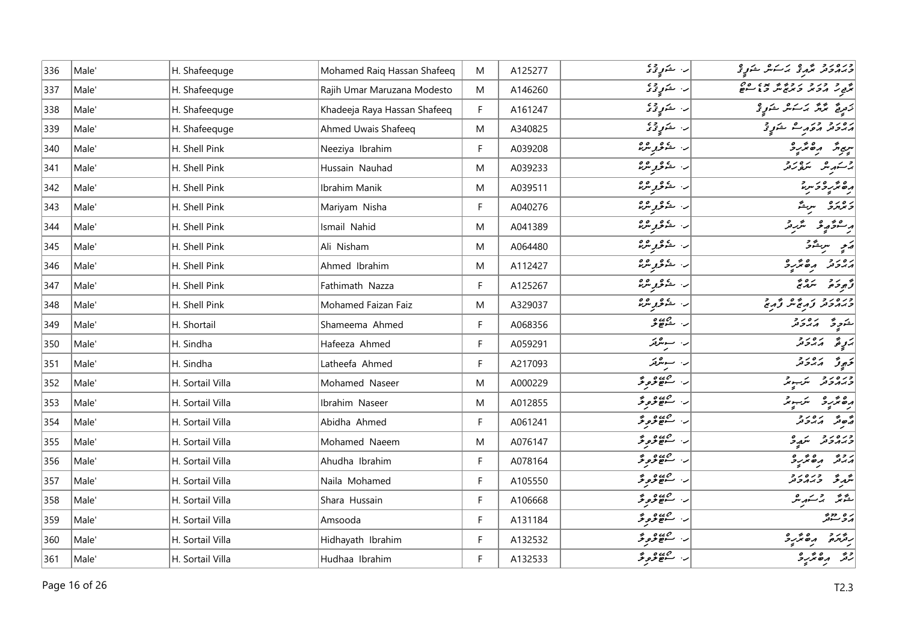| | | | | | | | |
|---|---|---|---|---|---|---|---|
| 336 | Male' | H. Shafeequge | Mohamed Raiq Hassan Shafeeq | M | A125277 | ހ. ޝަފީքުގެ | މުޙައްމަދު ރާއިޤު ޙަސަން ޝަފީޤު |
| 337 | Male' | H. Shafeequge | Rajih Umar Maruzana Modesto | M | A146260 | ހ. ޝަފީޤުގެ | ރާޖިހު އުމަރު މަރުޒާނާ މޮޑެސްޓޯ |
| 338 | Male' | H. Shafeequge | Khadeeja Raya Hassan Shafeeq | F | A161247 | ހ. ޝަފީޤުގެ | ޚަދީޖާ ރާޔާ ޙަސަން ޝަފީޤު |
| 339 | Male' | H. Shafeequge | Ahmed Uwais Shafeeq | M | A340825 | ހ. ޝަފީޤުގެ | އަޙްމަދު އުވައިސް ޝަފީޤު |
| 340 | Male' | H. Shell Pink | Neeziya Ibrahim | F | A039208 | ހ. ޝެލްޕިންކް | ނީޒިޔާ އިބްރާހީމް |
| 341 | Male' | H. Shell Pink | Hussain Nauhad | M | A039233 | ހ. ޝެލްޕިންކް | ޙުސައިން ނައުހަދު |
| 342 | Male' | H. Shell Pink | Ibrahim Manik | M | A039511 | ހ. ޝެލްޕިންކް | އިބްރާހީމްމަނިކު |
| 343 | Male' | H. Shell Pink | Mariyam Nisha | F | A040276 | ހ. ޝެލްޕިންކް | މަރިޔަމް ނިޝާ |
| 344 | Male' | H. Shell Pink | Ismail Nahid | M | A041389 | ހ. ޝެލްޕިންކް | އިސްމާޢީލް ނާހިދު |
| 345 | Male' | H. Shell Pink | Ali Nisham | M | A064480 | ހ. ޝެލްޕިންކް | އަލި ނިޝާމް |
| 346 | Male' | H. Shell Pink | Ahmed Ibrahim | M | A112427 | ހ. ޝެލްޕިންކް | އަޙްމަދު އިބްރާހީމް |
| 347 | Male' | H. Shell Pink | Fathimath Nazza | F | A125267 | ހ. ޝެލްޕިންކް | ފާޠިމަތު ނައްޒާ |
| 348 | Male' | H. Shell Pink | Mohamed Faizan Faiz | M | A329037 | ހ. ޝެލްޕިންކް | މުޙައްމަދު ފައިޒާން ފާއިޒު |
| 349 | Male' | H. Shortail | Shameema Ahmed | F | A068356 | ހ. ޝޯޓެއިލް | ޝަމީމާ އަޙްމަދު |
| 350 | Male' | H. Sindha | Hafeeza Ahmed | F | A059291 | ހ. ސިންދާ | ޙަފީޒާ އަޙްމަދު |
| 351 | Male' | H. Sindha | Latheefa Ahmed | F | A217093 | ހ. ސިންދާ | ލަޠީފާ އަޙްމަދު |
| 352 | Male' | H. Sortail Villa | Mohamed Naseer | M | A000229 | ހ. ސޯޓެއިލްވިލާ | މުޙައްމަދު ނަޞީރު |
| 353 | Male' | H. Sortail Villa | Ibrahim Naseer | M | A012855 | ހ. ސޯޓެއިލްވިލާ | އިބްރާހީމް ނަޞީރު |
| 354 | Male' | H. Sortail Villa | Abidha Ahmed | F | A061241 | ހ. ސޯޓެއިލްވިލާ | އާބިދާ އަޙްމަދު |
| 355 | Male' | H. Sortail Villa | Mohamed Naeem | M | A076147 | ހ. ސޯޓެއިލްވިލާ | މުޙައްމަދު ނަޢީމް |
| 356 | Male' | H. Sortail Villa | Ahudha Ibrahim | F | A078164 | ހ. ސޯޓެއިލްވިލާ | އަހުދާ އިބްރާހީމް |
| 357 | Male' | H. Sortail Villa | Naila Mohamed | F | A105550 | ހ. ސޯޓެއިލްވިލާ | ނާއިލާ މުޙައްމަދު |
| 358 | Male' | H. Sortail Villa | Shara Hussain | F | A106668 | ހ. ސޯޓެއިލްވިލާ | ޝާރާ ޙުސައިން |
| 359 | Male' | H. Sortail Villa | Amsooda | F | A131184 | ހ. ސޯޓެއިލްވިލާ | އަމްސޫދާ |
| 360 | Male' | H. Sortail Villa | Hidhayath Ibrahim | F | A132532 | ހ. ސޯޓެއިލްވިލާ | ހިދާޔަތު އިބްރާހީމް |
| 361 | Male' | H. Sortail Villa | Hudhaa Ibrahim | F | A132533 | ހ. ސޯޓެއިލްވިލާ | ހުދާ އިބްރާހީމް |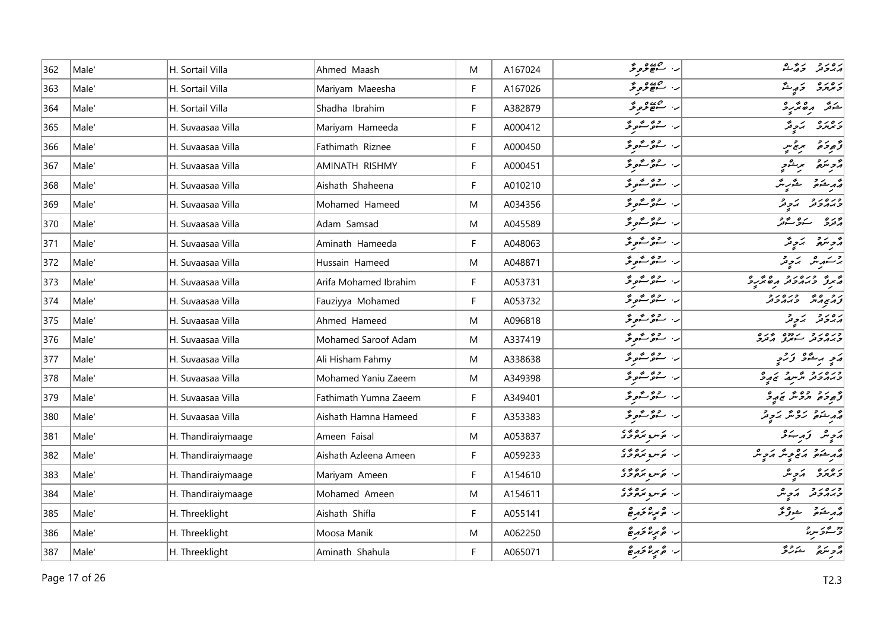| | | | | | | | |
|---|---|---|---|---|---|---|---|
| 362 | Male' | H. Sortail Villa | Ahmed Maash | M | A167024 | ر. سُوءُ وِ وَ | أَرْدَوْ وَمَّشْ |
| 363 | Male' | H. Sortail Villa | Mariyam Maeesha | F | A167026 | ر. سُوءُ وِ وَ | وَبْرُرْوَ وَرِيشَ |
| 364 | Male' | H. Sortail Villa | Shadha Ibrahim | F | A382879 | ر. سُوءُ وِ وَ | شَوَرَّ رِهْ بَرْرِدْ |
| 365 | Male' | H. Suvaasaa Villa | Mariyam Hameeda | F | A000412 | ر. سُوَّسَّوِ وَ | وَبْرُرْوَ بَرِوِرَّ |
| 366 | Male' | H. Suvaasaa Villa | Fathimath Riznee | F | A000450 | ر. سُوَّسَّوِ وَ | وَّجِوَدَهُ بِرِجْ سِرِ |
| 367 | Male' | H. Suvaasaa Villa | AMINATH RISHMY | F | A000451 | ر. سُوَّسَّوِ وَ | أَدْرِسَهُ بِرِشْوِ |
| 368 | Male' | H. Suvaasaa Villa | Aishath Shaheena | F | A010210 | ر. سُوَّسَّوِ وَ | أَرْمِشَهُ شَرِيسَّ |
| 369 | Male' | H. Suvaasaa Villa | Mohamed Hameed | M | A034356 | ر. سُوَّسَّوِ وَ | وَبَرْدَوْ بَرِوِرْ |
| 370 | Male' | H. Suvaasaa Villa | Adam Samsad | M | A045589 | ر. سُوَّسَّوِ وَ | أَرْتَرْ سَرُوسَّرْ |
| 371 | Male' | H. Suvaasaa Villa | Aminath Hameeda | F | A048063 | ر. سُوَّسَّوِ وَ | أَدْرِسَهُ بَرِوِرَّ |
| 372 | Male' | H. Suvaasaa Villa | Hussain Hameed | M | A048871 | ر. سُوَّسَّوِ وَ | بُرْسَهرِسْ بَرِوِرْ |
| 373 | Male' | H. Suvaasaa Villa | Arifa Mohamed Ibrahim | F | A053731 | ر. سُوَّسَّوِ وَ | أَبْرِزَ وَبَرْدَوْ رِهْ بَرْرِدْ |
| 374 | Male' | H. Suvaasaa Villa | Fauziyya Mohamed | F | A053732 | ر. سُوَّسَّوِ وَ | وَرْبِرْرَ وَبَرْدَوْ |
| 375 | Male' | H. Suvaasaa Villa | Ahmed Hameed | M | A096818 | ر. سُوَّسَّوِ وَ | أَرْدَوْ بَرِوِرْ |
| 376 | Male' | H. Suvaasaa Villa | Mohamed Saroof Adam | M | A337419 | ر. سُوَّسَّوِ وَ | وَبَرْدَوْ سَرْوِرْ أَرْتَرْ |
| 377 | Male' | H. Suvaasaa Villa | Ali Hisham Fahmy | M | A338638 | ر. سُوَّسَّوِ وَ | أَرِ بِرِشَّرْ وَرْرِ |
| 378 | Male' | H. Suvaasaa Villa | Mohamed Yaniu Zaeem | M | A349398 | ر. سُوَّسَّوِ وَ | وَبَرْدَوْ أَرْسِرُ بَرِرْ |
| 379 | Male' | H. Suvaasaa Villa | Fathimath Yumna Zaeem | F | A349401 | ر. سُوَّسَّوِ وَ | وَّجِوَدَهُ بِرْوَسَّ بَرِرْ |
| 380 | Male' | H. Suvaasaa Villa | Aishath Hamna Hameed | F | A353383 | ر. سُوَّسَّوِ وَ | أَرْمِشَهُ بَرْوَسَّ بَرِوِرْ |
| 381 | Male' | H. Thandiraiymaage | Ameen Faisal | M | A053837 | ر. تَوَسْرِ بَرَوِرَّرِ | أَرِوِسْ وَرْسَرْ |
| 382 | Male' | H. Thandiraiymaage | Aishath Azleena Ameen | F | A059233 | ر. تَوَسْرِ بَرَوِرَّرِ | أَرْمِشَهُ أَرْجِوِسَّ أَرِوِسْ |
| 383 | Male' | H. Thandiraiymaage | Mariyam Ameen | F | A154610 | ر. تَوَسْرِ بَرَوِرَّرِ | وَبْرُرْوَ أَرِوِسْ |
| 384 | Male' | H. Thandiraiymaage | Mohamed Ameen | M | A154611 | ر. تَوَسْرِ بَرَوِرَّرِ | وَبَرْدَوْ أَرِوِسْ |
| 385 | Male' | H. Threeklight | Aishath Shifla | F | A055141 | ر. وْبِرِيْ وَرْمَرِ | أَرْمِشَهُ شِرُوَّ |
| 386 | Male' | H. Threeklight | Moosa Manik | M | A062250 | ر. وْبِرِيْ وَرْمَرِ | وُسَّوَسِرُ |
| 387 | Male' | H. Threeklight | Aminath Shahula | F | A065071 | ر. وْبِرِيْ وَرْمَرِ | أَدْرِسَهُ شَرُوْ |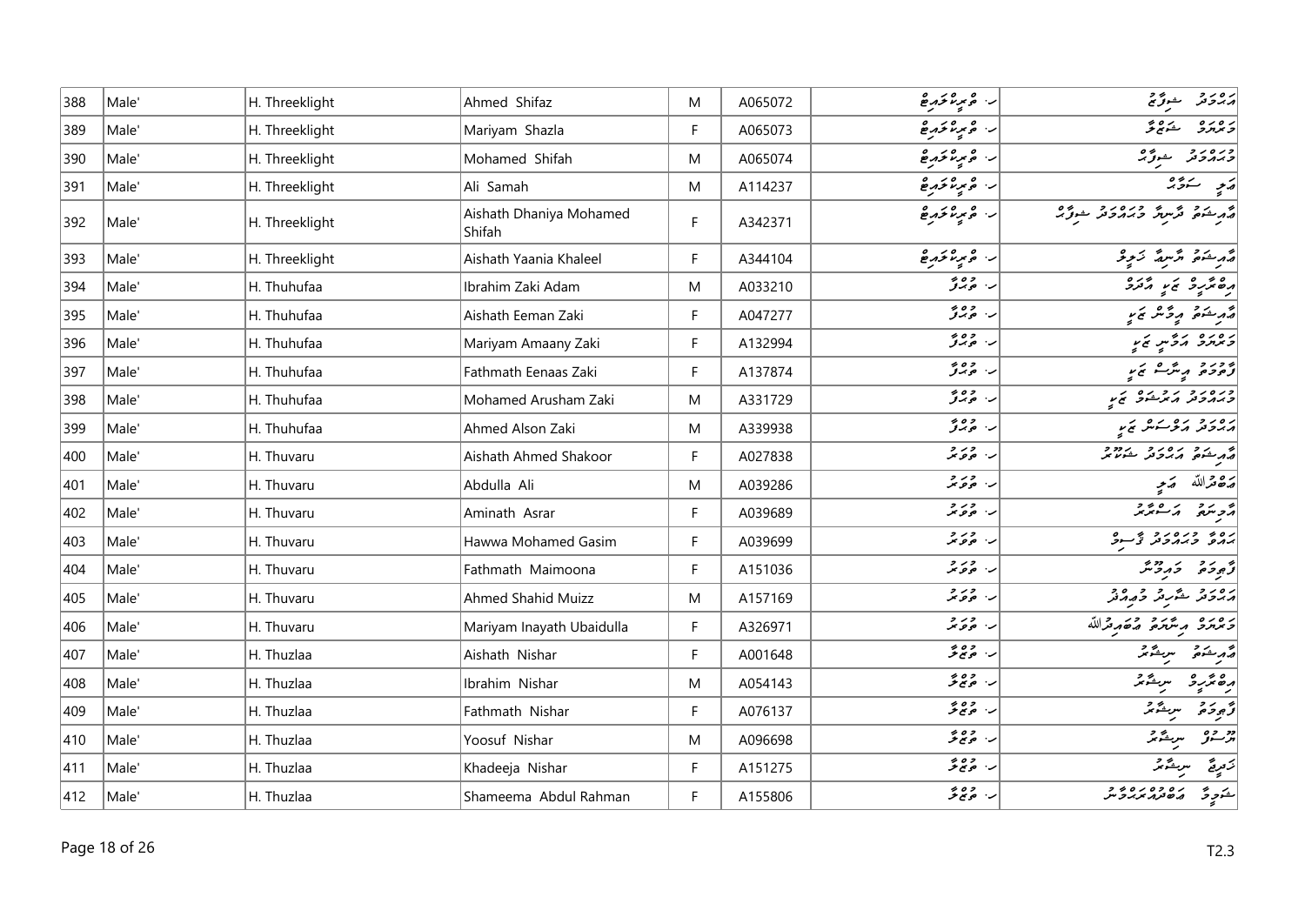| 388 | Male' | H. Threeklight | Ahmed Shifaz | M | A065072 | ހ. ތުރީކްލައިޓް | އަހްމަދު ޝިފާޒު |
|---|---|---|---|---|---|---|---|
| 389 | Male' | H. Threeklight | Mariyam Shazla | F | A065073 | ހ. ތުރީކްލައިޓް | މަރިޔަމް ޝަޒްލާ |
| 390 | Male' | H. Threeklight | Mohamed Shifah | M | A065074 | ހ. ތުރީކްލައިޓް | މުހައްމަދު ޝިފާހް |
| 391 | Male' | H. Threeklight | Ali Samah | M | A114237 | ހ. ތުރީކްލައިޓް | އަލީ ސަމާހް |
| 392 | Male' | H. Threeklight | Aishath Dhaniya Mohamed Shifah | F | A342371 | ހ. ތުރީކްލައިޓް | އާއިޝަތު ދާނިޔާ މުހައްމަދު ޝިފާހް |
| 393 | Male' | H. Threeklight | Aishath Yaania Khaleel | F | A344104 | ހ. ތުރީކްލައިޓް | އާއިޝަތު ޔާނިއާ ޚަލީލް |
| 394 | Male' | H. Thuhufaa | Ibrahim Zaki Adam | M | A033210 | ހ. ތުހުފާ | އިބްރާހީމް ޒަކީ އާދަމް |
| 395 | Male' | H. Thuhufaa | Aishath Eeman Zaki | F | A047277 | ހ. ތުހުފާ | އާއިޝަތު އީމާން ޒަކީ |
| 396 | Male' | H. Thuhufaa | Mariyam Amaany Zaki | F | A132994 | ހ. ތުހުފާ | މަރިޔަމް އަމާނީ ޒަކީ |
| 397 | Male' | H. Thuhufaa | Fathmath Eenaas Zaki | F | A137874 | ހ. ތުހުފާ | ފާތިމަތު އީނާސް ޒަކީ |
| 398 | Male' | H. Thuhufaa | Mohamed Arusham Zaki | M | A331729 | ހ. ތުހުފާ | މުހައްމަދު އަރުޝަމް ޒަކީ |
| 399 | Male' | H. Thuhufaa | Ahmed Alson Zaki | M | A339938 | ހ. ތުހުފާ | އަހްމަދު އަލްސަން ޒަކީ |
| 400 | Male' | H. Thuvaru | Aishath Ahmed Shakoor | F | A027838 | ހ. ތުވަރު | އާއިޝަތު އަހްމަދު ޝަކޫރު |
| 401 | Male' | H. Thuvaru | Abdulla Ali | M | A039286 | ހ. ތުވަރު | އަބްދުﷲ އަލީ |
| 402 | Male' | H. Thuvaru | Aminath Asrar | F | A039689 | ހ. ތުވަރު | އާމިނަތު އަސްރާރު |
| 403 | Male' | H. Thuvaru | Hawwa Mohamed Gasim | F | A039699 | ހ. ތުވަރު | ހައްވާ މުހައްމަދު ގާސިމް |
| 404 | Male' | H. Thuvaru | Fathmath Maimoona | F | A151036 | ހ. ތުވަރު | ފާތިމަތު މައިމޫނާ |
| 405 | Male' | H. Thuvaru | Ahmed Shahid Muizz | M | A157169 | ހ. ތުވަރު | އަހްމަދު ޝާހިދު މުއިއްޒު |
| 406 | Male' | H. Thuvaru | Mariyam Inayath Ubaidulla | F | A326971 | ހ. ތުވަރު | މަރިޔަމް އިނާޔަތު އުބައިދުﷲ |
| 407 | Male' | H. Thuzlaa | Aishath Nishar | F | A001648 | ހ. ތުޒްލާ | އާއިޝަތު ނިޝާރު |
| 408 | Male' | H. Thuzlaa | Ibrahim Nishar | M | A054143 | ހ. ތުޒްލާ | އިބްރާހީމް ނިޝާރު |
| 409 | Male' | H. Thuzlaa | Fathmath Nishar | F | A076137 | ހ. ތުޒްލާ | ފާތިމަތު ނިޝާރު |
| 410 | Male' | H. Thuzlaa | Yoosuf Nishar | M | A096698 | ހ. ތުޒްލާ | ޔޫސުފް ނިޝާރު |
| 411 | Male' | H. Thuzlaa | Khadeeja Nishar | F | A151275 | ހ. ތުޒްލާ | ޚަދީޖާ ނިޝާރު |
| 412 | Male' | H. Thuzlaa | Shameema Abdul Rahman | F | A155806 | ހ. ތުޒްލާ | ޝަމީމާ އަބްދުއްރަޙްމާން |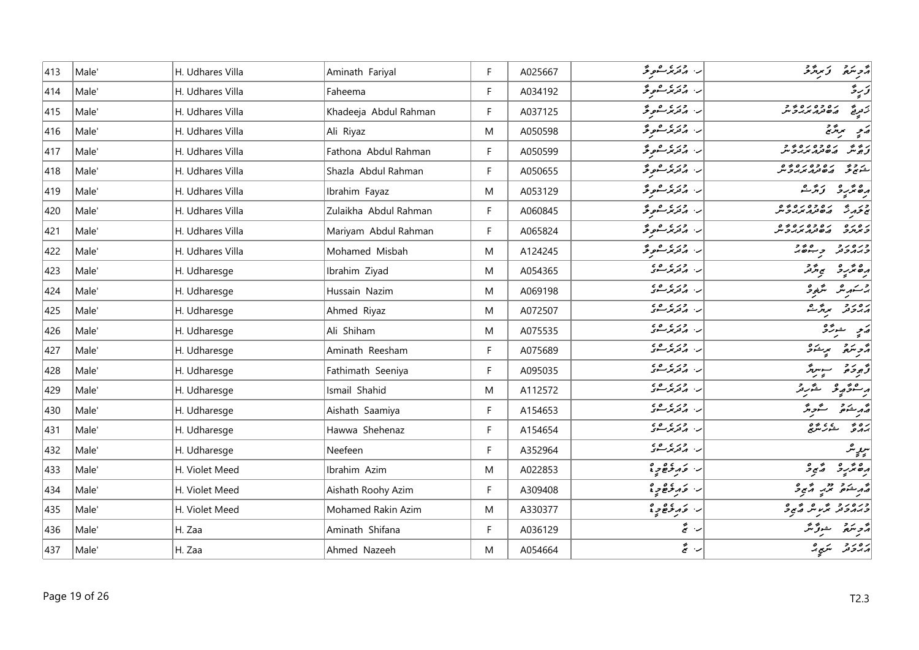| | | | | | | | |
|---|---|---|---|---|---|---|---|
| 413 | Male' | H. Udhares Villa | Aminath Fariyal | F | A025667 | ހ. އުދަރެސްވިލާ | އާމިނަތު ފަރިޔާލް |
| 414 | Male' | H. Udhares Villa | Faheema | F | A034192 | ހ. އުދަރެސްވިލާ | ފަހީމާ |
| 415 | Male' | H. Udhares Villa | Khadeeja Abdul Rahman | F | A037125 | ހ. އުދަރެސްވިލާ | ޚަދީޖާ އަބްދުއްރަޙްމާން |
| 416 | Male' | H. Udhares Villa | Ali Riyaz | M | A050598 | ހ. އުދަރެސްވިލާ | އަލި ރިޔާޒް |
| 417 | Male' | H. Udhares Villa | Fathona Abdul Rahman | F | A050599 | ހ. އުދަރެސްވިލާ | ފަތުހޫނާ އަބްދުއްރަޙްމާން |
| 418 | Male' | H. Udhares Villa | Shazla Abdul Rahman | F | A050655 | ހ. އުދަރެސްވިލާ | ޝަޒްލާ އަބްދުއްރަޙްމާން |
| 419 | Male' | H. Udhares Villa | Ibrahim Fayaz | M | A053129 | ހ. އުދަރެސްވިލާ | އިބްރާހީމް ފަޔާޒް |
| 420 | Male' | H. Udhares Villa | Zulaikha Abdul Rahman | F | A060845 | ހ. އުދަރެސްވިލާ | ޒުލައިޚާ އަބްދުއްރަޙްމާން |
| 421 | Male' | H. Udhares Villa | Mariyam Abdul Rahman | F | A065824 | ހ. އުދަރެސްވިލާ | މަރިޔަމް އަބްދުއްރަޙްމާން |
| 422 | Male' | H. Udhares Villa | Mohamed Misbah | M | A124245 | ހ. އުދަރެސްވިލާ | މުޙައްމަދު މިސްބާހް |
| 423 | Male' | H. Udharesge | Ibrahim Ziyad | M | A054365 | ހ. އުދަރެސްގެ | އިބްރާހީމް ޒިޔާދު |
| 424 | Male' | H. Udharesge | Hussain Nazim | M | A069198 | ހ. އުދަރެސްގެ | ހުސައިން ނާޒިމް |
| 425 | Male' | H. Udharesge | Ahmed Riyaz | M | A072507 | ހ. އުދަރެސްގެ | އަޙްމަދު ރިޔާޒް |
| 426 | Male' | H. Udharesge | Ali Shiham | M | A075535 | ހ. އުދަރެސްގެ | އަލި ޝިހާމް |
| 427 | Male' | H. Udharesge | Aminath Reesham | F | A075689 | ހ. އުދަރެސްގެ | އާމިނަތު ރީޝަމް |
| 428 | Male' | H. Udharesge | Fathimath Seeniya | F | A095035 | ހ. އުދަރެސްގެ | ފާތިމަތު ސީނިޔާ |
| 429 | Male' | H. Udharesge | Ismail Shahid | M | A112572 | ހ. އުދަރެސްގެ | އިސްމާއީލް ޝާހިދު |
| 430 | Male' | H. Udharesge | Aishath Saamiya | F | A154653 | ހ. އުދަރެސްގެ | އައިޝަތު ސާމިޔާ |
| 431 | Male' | H. Udharesge | Hawwa Shehenaz | F | A154654 | ހ. އުދަރެސްގެ | ހައްވާ ޝެހެނާޒް |
| 432 | Male' | H. Udharesge | Neefeen | F | A352964 | ހ. އުދަރެސްގެ | ނީފީން |
| 433 | Male' | H. Violet Meed | Ibrahim Azim | M | A022853 | ހ. ވައިލެޓްމީޑް | އިބްރާހީމް އާޒިމް |
| 434 | Male' | H. Violet Meed | Aishath Roohy Azim | F | A309408 | ހ. ވައިލެޓްމީޑް | އައިޝަތު ރޫހީ އާޒިމް |
| 435 | Male' | H. Violet Meed | Mohamed Rakin Azim | M | A330377 | ހ. ވައިލެޓްމީޑް | މުޙައްމަދު ރާކިން އާޒިމް |
| 436 | Male' | H. Zaa | Aminath Shifana | F | A036129 | ހ. ޒާ | އާމިނަތު ޝިފާނާ |
| 437 | Male' | H. Zaa | Ahmed Nazeeh | M | A054664 | ހ. ޒާ | އަޙްމަދު ނަޒީހް |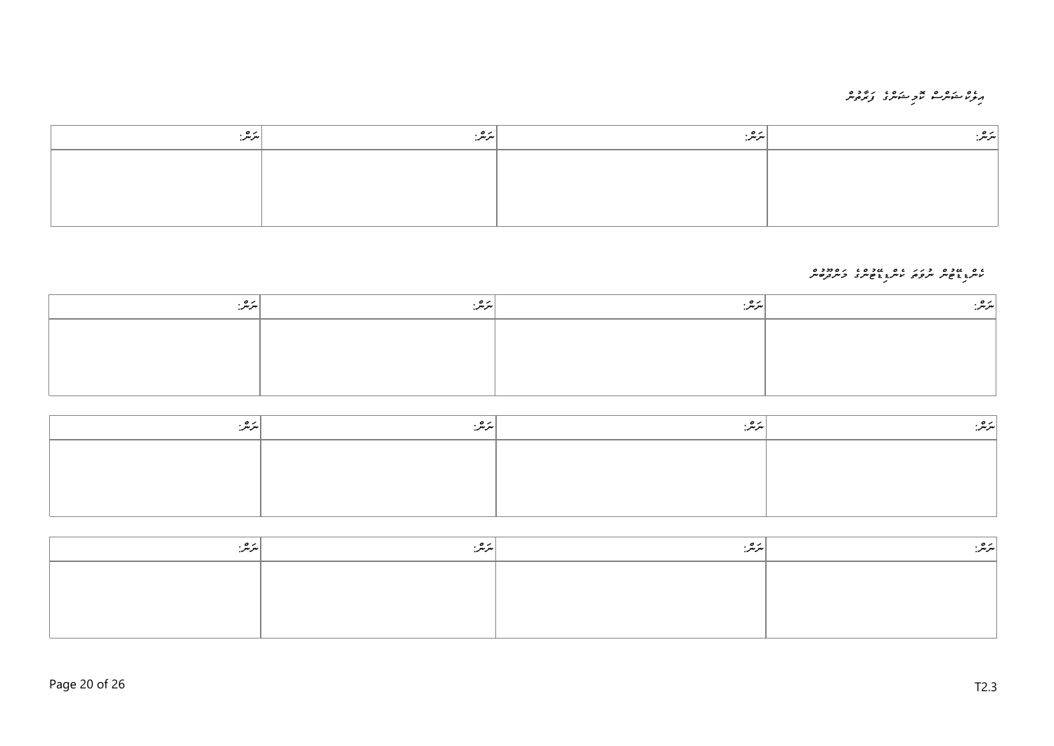## ޢިލްމުސަރަސް ކޮމިޝަނުގެ ފަރާތުން

| :ނަންބަރު | :ނަންބަރު | :ނަންބަރު | :ނަންބަރު |
|---|---|---|---|
| | | | |

## ކުންފުންޏާ ނުވަތަ ކުންފުނީގެ މަސައްކަތް

| :ނަންބަރު | :ނަންބަރު | :ނަންބަރު | :ނަންބަރު |
|---|---|---|---|
| | | | |

| :ނަންބަރު | :ނަންބަރު | :ނަންބަރު | :ނަންބަރު |
|---|---|---|---|
| | | | |

| :ނަންބަރު | :ނަންބަރު | :ނަންބަރު | :ނަންބަރު |
|---|---|---|---|
| | | | |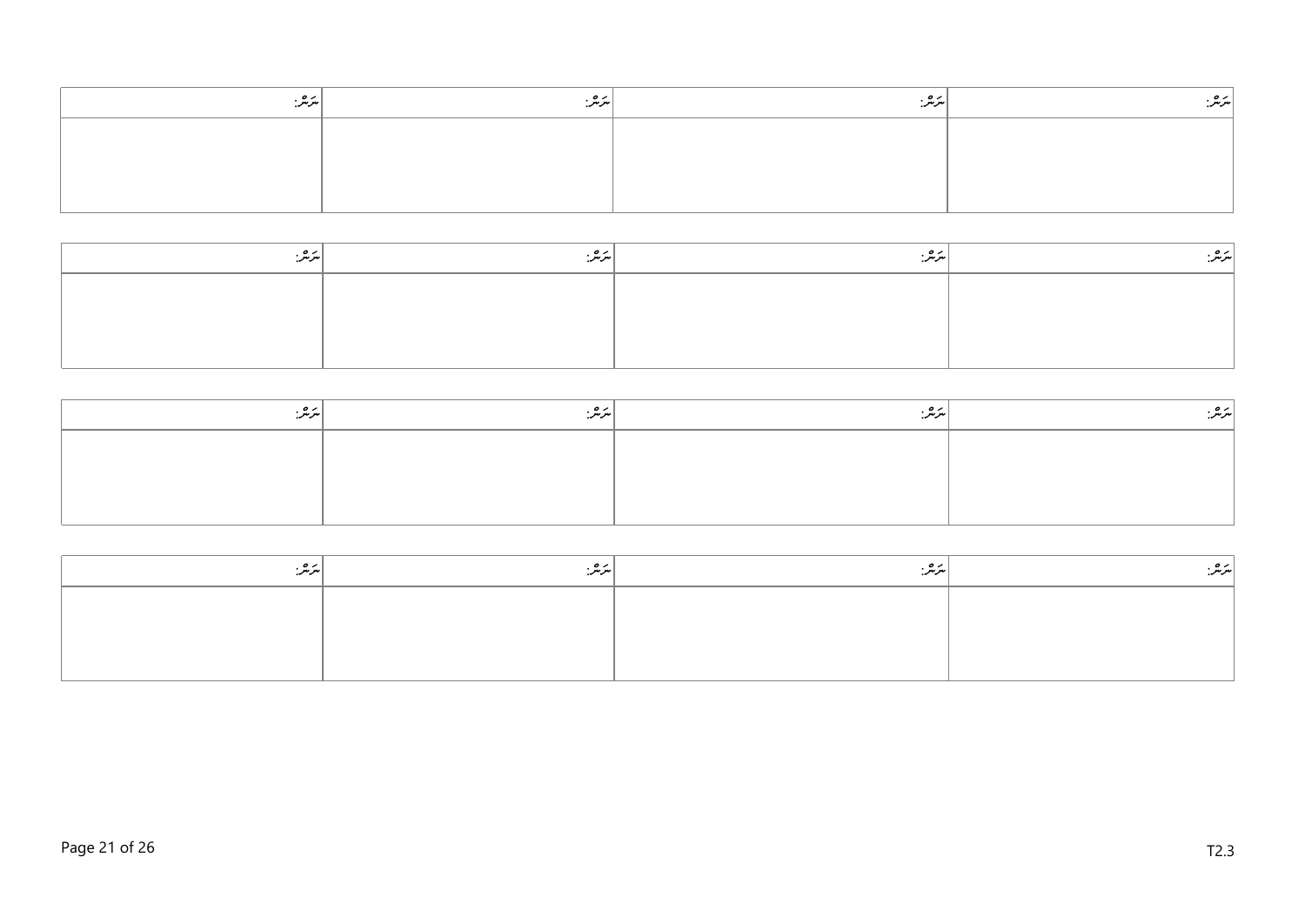| ނަރުދ: | ނަރުދ: | ނަރުދ: | ނަރުދ: |
| --- | --- | --- | --- |
| | | | |

| ނަރުދ: | ނަރުދ: | ނަރުދ: | ނަރުދ: |
| --- | --- | --- | --- |
| | | | |

| ނަރުދ: | ނަރުދ: | ނަރުދ: | ނަރުދ: |
| --- | --- | --- | --- |
| | | | |

| ނަރުދ: | ނަރުދ: | ނަރުދ: | ނަރުދ: |
| --- | --- | --- | --- |
| | | | |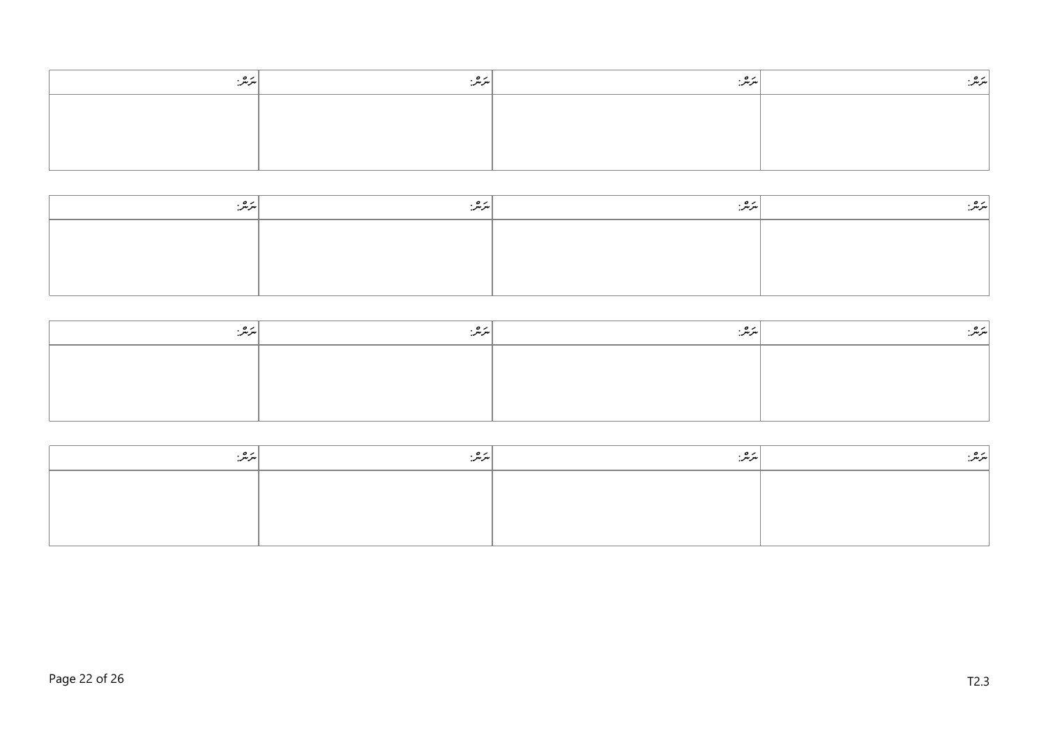| ނަންބަރު: | ނަންބަރު: | ނަންބަރު: | ނަންބަރު: |
| --- | --- | --- | --- |
| | | | |

| ނަންބަރު: | ނަންބަރު: | ނަންބަރު: | ނަންބަރު: |
| --- | --- | --- | --- |
| | | | |

| ނަންބަރު: | ނަންބަރު: | ނަންބަރު: | ނަންބަރު: |
| --- | --- | --- | --- |
| | | | |

| ނަންބަރު: | ނަންބަރު: | ނަންބަރު: | ނަންބަރު: |
| --- | --- | --- | --- |
| | | | |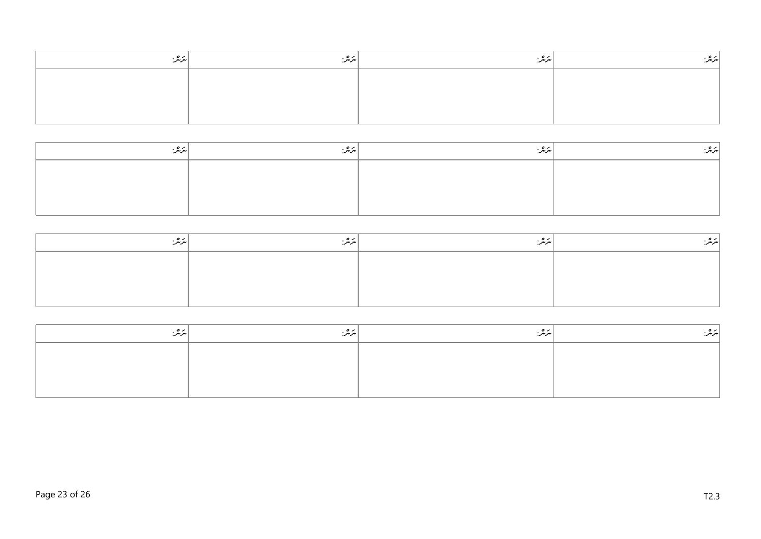| ނަރުނ: | ނަރުނ: | ނަރުނ: | ނަރުނ: |
| --- | --- | --- | --- |
| | | | |

| ނަރުނ: | ނަރުނ: | ނަރުނ: | ނަރުނ: |
| --- | --- | --- | --- |
| | | | |

| ނަރުނ: | ނަރުނ: | ނަރުނ: | ނަރުނ: |
| --- | --- | --- | --- |
| | | | |

| ނަރުނ: | ނަރުނ: | ނަރުނ: | ނަރުނ: |
| --- | --- | --- | --- |
| | | | |

T2.3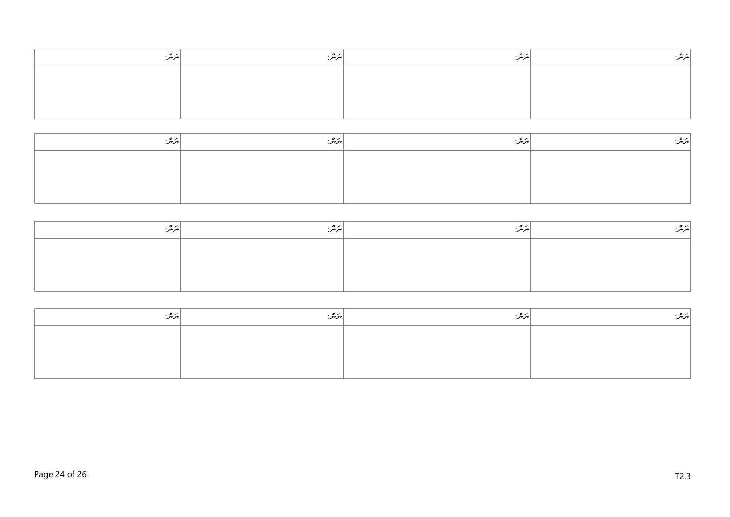| ނަރުނ: | ނަރުނ: | ނަރުނ: | ނަރުނ: |
| --- | --- | --- | --- |
| | | | |

| ނަރުނ: | ނަރުނ: | ނަރުނ: | ނަރުނ: |
| --- | --- | --- | --- |
| | | | |

| ނަރުނ: | ނަރުނ: | ނަރުނ: | ނަރުނ: |
| --- | --- | --- | --- |
| | | | |

| ނަރުނ: | ނަރުނ: | ނަރުނ: | ނަރުނ: |
| --- | --- | --- | --- |
| | | | |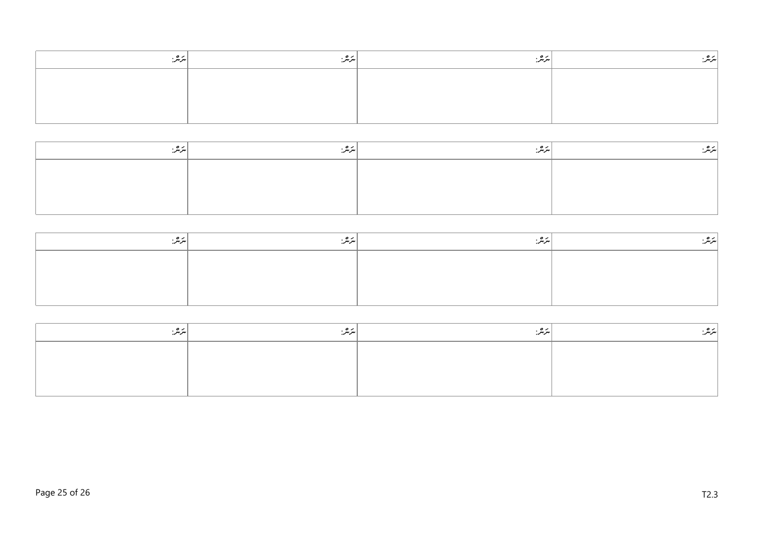| ނަރުދ: | ނަރުދ: | ނަރުދ: | ނަރުދ: |
| --- | --- | --- | --- |
| | | | |

| ނަރުދ: | ނަރުދ: | ނަރުދ: | ނަރުދ: |
| --- | --- | --- | --- |
| | | | |

| ނަރުދ: | ނަރުދ: | ނަރުދ: | ނަރުދ: |
| --- | --- | --- | --- |
| | | | |

| ނަރުދ: | ނަރުދ: | ނަރުދ: | ނަރުދ: |
| --- | --- | --- | --- |
| | | | |

T2.3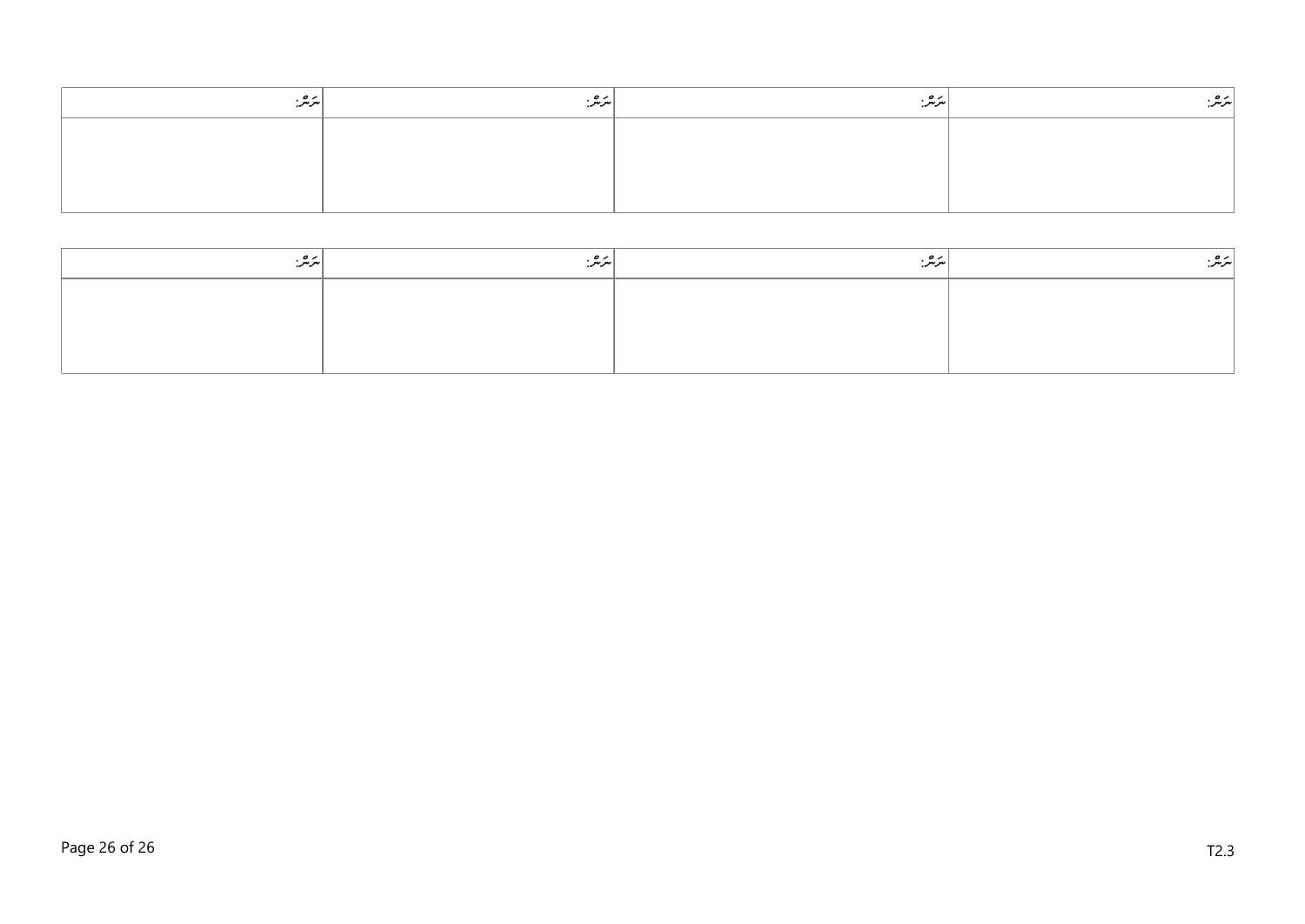| ނަންބަރު: | ނަންބަރު: | ނަންބަރު: | ނަންބަރު: |
|---|---|---|---|
| | | | |

| ނަންބަރު: | ނަންބަރު: | ނަންބަރު: | ނަންބަރު: |
|---|---|---|---|
| | | | |